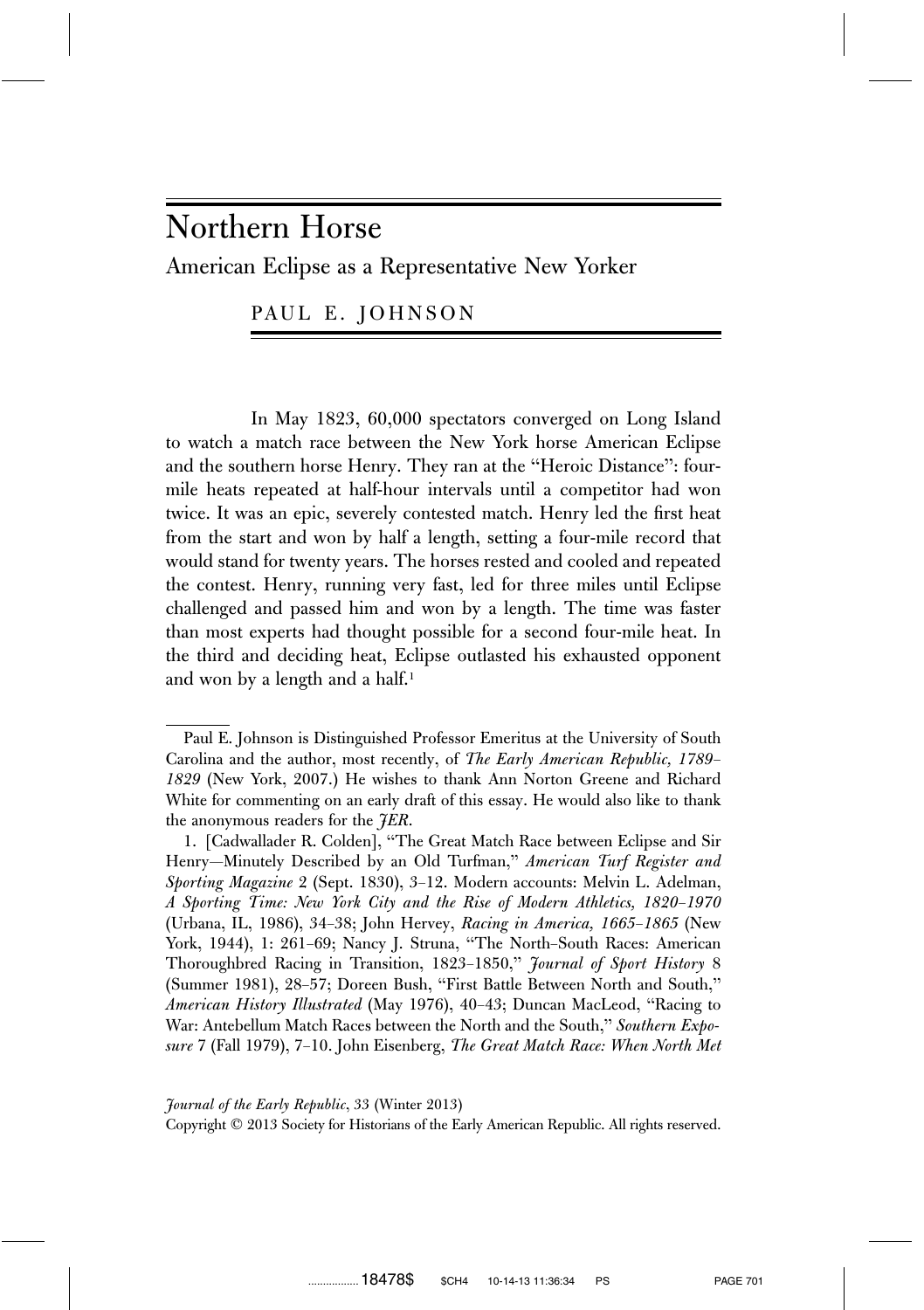# Northern Horse

## American Eclipse as a Representative New Yorker

PAUL E. JOHNSON

In May 1823, 60,000 spectators converged on Long Island to watch a match race between the New York horse American Eclipse and the southern horse Henry. They ran at the "Heroic Distance": four-mile heats repeated at half-hour intervals until a competitor had won twice. It was an epic, severely contested match. Henry led the first heat from the start and won by half a length, setting a four-mile record that would stand for twenty years. The horses rested and cooled and repeated the contest. Henry, running very fast, led for three miles until Eclipse challenged and passed him and won by a length. The time was faster than most experts had thought possible for a second four-mile heat. In the third and deciding heat, Eclipse outlasted his exhausted opponent and won by a length and a half.[1]

---

Paul E. Johnson is Distinguished Professor Emeritus at the University of South Carolina and the author, most recently, of *The Early American Republic, 1789–1829* (New York, 2007.) He wishes to thank Ann Norton Greene and Richard White for commenting on an early draft of this essay. He would also like to thank the anonymous readers for the *JER*.

1. [Cadwallader R. Colden], "The Great Match Race between Eclipse and Sir Henry—Minutely Described by an Old Turfman," *American Turf Register and Sporting Magazine* 2 (Sept. 1830), 3–12. Modern accounts: Melvin L. Adelman, *A Sporting Time: New York City and the Rise of Modern Athletics, 1820–1970* (Urbana, IL, 1986), 34–38; John Hervey, *Racing in America, 1665–1865* (New York, 1944), 1: 261–69; Nancy J. Struna, "The North–South Races: American Thoroughbred Racing in Transition, 1823–1850," *Journal of Sport History* 8 (Summer 1981), 28–57; Doreen Bush, "First Battle Between North and South," *American History Illustrated* (May 1976), 40–43; Duncan MacLeod, "Racing to War: Antebellum Match Races between the North and the South," *Southern Exposure* 7 (Fall 1979), 7–10. John Eisenberg, *The Great Match Race: When North Met*

*Journal of the Early Republic*, 33 (Winter 2013)

Copyright © 2013 Society for Historians of the Early American Republic. All rights reserved.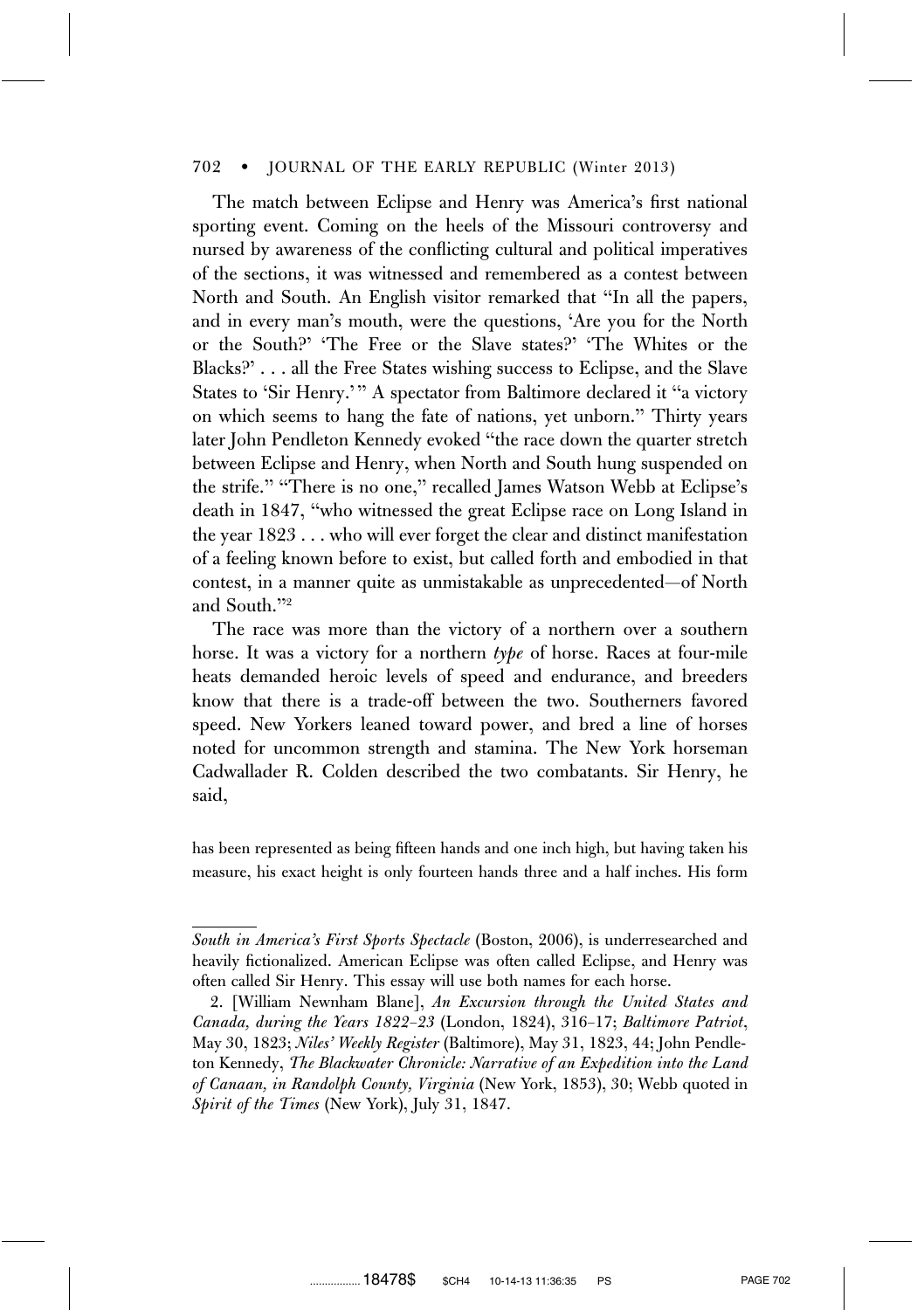The match between Eclipse and Henry was America's first national sporting event. Coming on the heels of the Missouri controversy and nursed by awareness of the conflicting cultural and political imperatives of the sections, it was witnessed and remembered as a contest between North and South. An English visitor remarked that "In all the papers, and in every man's mouth, were the questions, 'Are you for the North or the South?' 'The Free or the Slave states?' 'The Whites or the Blacks?' . . . all the Free States wishing success to Eclipse, and the Slave States to 'Sir Henry.'" A spectator from Baltimore declared it "a victory on which seems to hang the fate of nations, yet unborn." Thirty years later John Pendleton Kennedy evoked "the race down the quarter stretch between Eclipse and Henry, when North and South hung suspended on the strife." "There is no one," recalled James Watson Webb at Eclipse's death in 1847, "who witnessed the great Eclipse race on Long Island in the year 1823 . . . who will ever forget the clear and distinct manifestation of a feeling known before to exist, but called forth and embodied in that contest, in a manner quite as unmistakable as unprecedented—of North and South."[2]

The race was more than the victory of a northern over a southern horse. It was a victory for a northern *type* of horse. Races at four-mile heats demanded heroic levels of speed and endurance, and breeders know that there is a trade-off between the two. Southerners favored speed. New Yorkers leaned toward power, and bred a line of horses noted for uncommon strength and stamina. The New York horseman Cadwallader R. Colden described the two combatants. Sir Henry, he said,

> has been represented as being fifteen hands and one inch high, but having taken his measure, his exact height is only fourteen hands three and a half inches. His form

---

*South in America's First Sports Spectacle* (Boston, 2006), is underresearched and heavily fictionalized. American Eclipse was often called Eclipse, and Henry was often called Sir Henry. This essay will use both names for each horse.

2. [William Newnham Blane], *An Excursion through the United States and Canada, during the Years 1822–23* (London, 1824), 316–17; *Baltimore Patriot*, May 30, 1823; *Niles' Weekly Register* (Baltimore), May 31, 1823, 44; John Pendleton Kennedy, *The Blackwater Chronicle: Narrative of an Expedition into the Land of Canaan, in Randolph County, Virginia* (New York, 1853), 30; Webb quoted in *Spirit of the Times* (New York), July 31, 1847.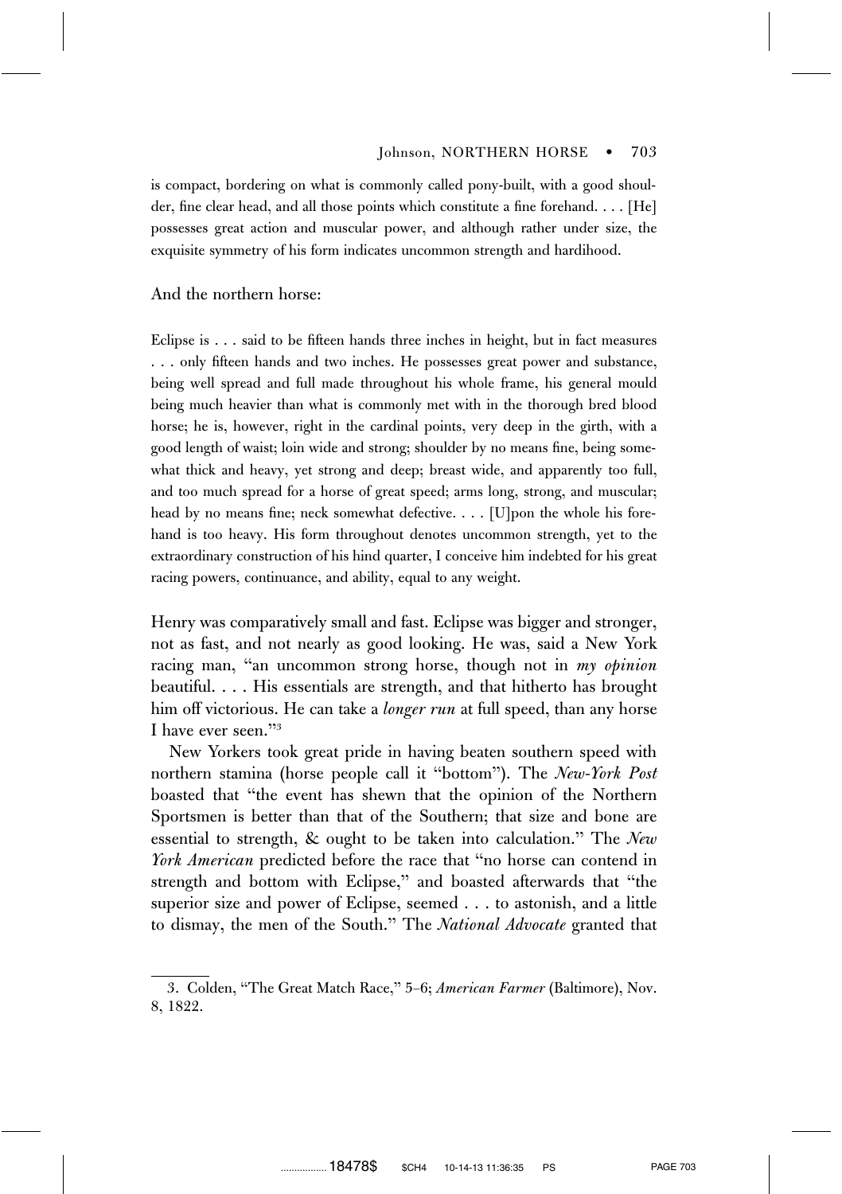is compact, bordering on what is commonly called pony-built, with a good shoulder, fine clear head, and all those points which constitute a fine forehand. . . . [He] possesses great action and muscular power, and although rather under size, the exquisite symmetry of his form indicates uncommon strength and hardihood.

And the northern horse:

> Eclipse is . . . said to be fifteen hands three inches in height, but in fact measures . . . only fifteen hands and two inches. He possesses great power and substance, being well spread and full made throughout his whole frame, his general mould being much heavier than what is commonly met with in the thorough bred blood horse; he is, however, right in the cardinal points, very deep in the girth, with a good length of waist; loin wide and strong; shoulder by no means fine, being somewhat thick and heavy, yet strong and deep; breast wide, and apparently too full, and too much spread for a horse of great speed; arms long, strong, and muscular; head by no means fine; neck somewhat defective. . . . [U]pon the whole his forehand is too heavy. His form throughout denotes uncommon strength, yet to the extraordinary construction of his hind quarter, I conceive him indebted for his great racing powers, continuance, and ability, equal to any weight.

Henry was comparatively small and fast. Eclipse was bigger and stronger, not as fast, and not nearly as good looking. He was, said a New York racing man, "an uncommon strong horse, though not in *my opinion* beautiful. . . . His essentials are strength, and that hitherto has brought him off victorious. He can take a *longer run* at full speed, than any horse I have ever seen."[3]

New Yorkers took great pride in having beaten southern speed with northern stamina (horse people call it "bottom"). The *New-York Post* boasted that "the event has shewn that the opinion of the Northern Sportsmen is better than that of the Southern; that size and bone are essential to strength, & ought to be taken into calculation." The *New York American* predicted before the race that "no horse can contend in strength and bottom with Eclipse," and boasted afterwards that "the superior size and power of Eclipse, seemed . . . to astonish, and a little to dismay, the men of the South." The *National Advocate* granted that

3. Colden, "The Great Match Race," 5–6; *American Farmer* (Baltimore), Nov. 8, 1822.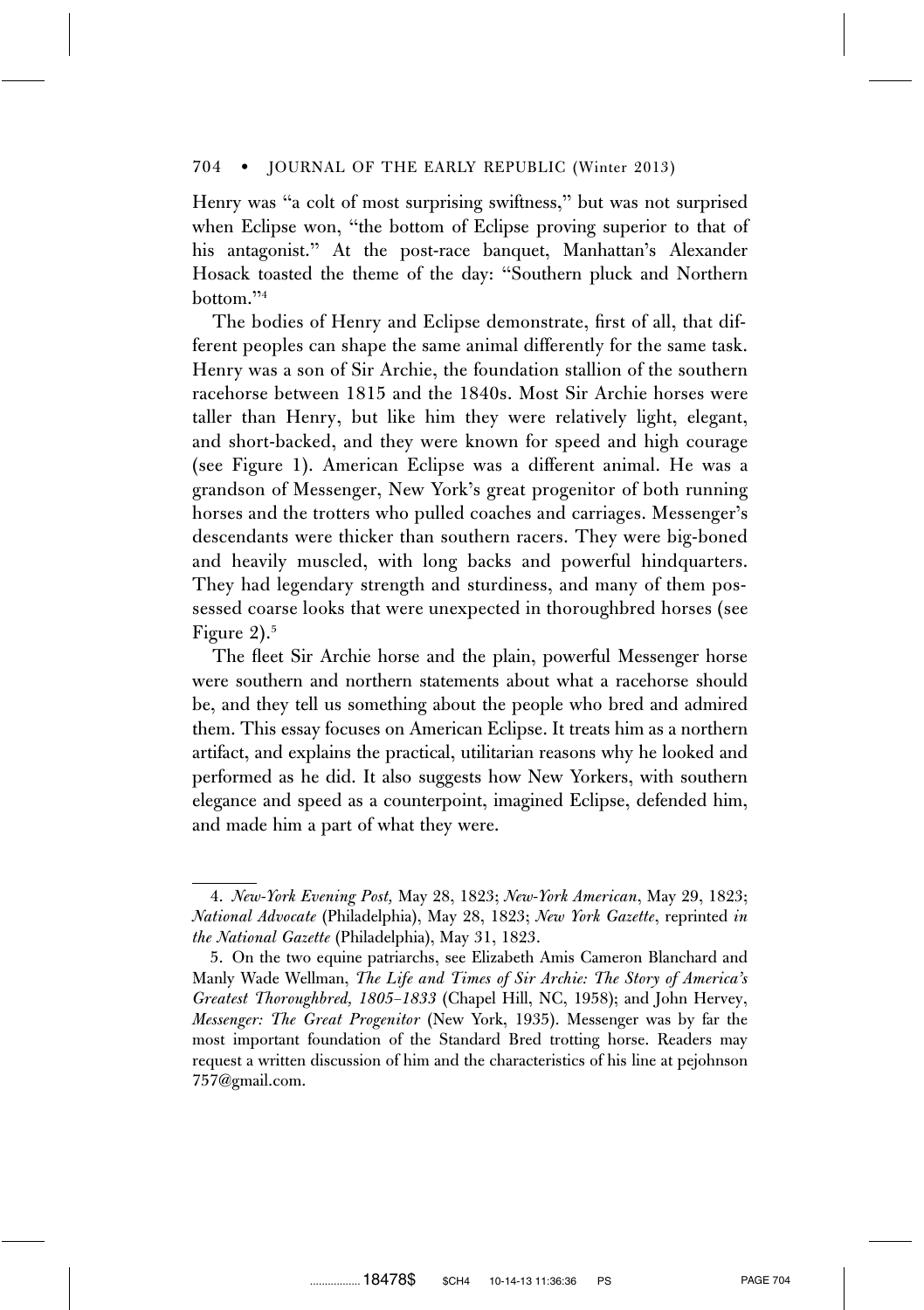Henry was "a colt of most surprising swiftness," but was not surprised when Eclipse won, "the bottom of Eclipse proving superior to that of his antagonist." At the post-race banquet, Manhattan's Alexander Hosack toasted the theme of the day: "Southern pluck and Northern bottom."[4]

The bodies of Henry and Eclipse demonstrate, first of all, that different peoples can shape the same animal differently for the same task. Henry was a son of Sir Archie, the foundation stallion of the southern racehorse between 1815 and the 1840s. Most Sir Archie horses were taller than Henry, but like him they were relatively light, elegant, and short-backed, and they were known for speed and high courage (see Figure 1). American Eclipse was a different animal. He was a grandson of Messenger, New York's great progenitor of both running horses and the trotters who pulled coaches and carriages. Messenger's descendants were thicker than southern racers. They were big-boned and heavily muscled, with long backs and powerful hindquarters. They had legendary strength and sturdiness, and many of them possessed coarse looks that were unexpected in thoroughbred horses (see Figure 2).[5]

The fleet Sir Archie horse and the plain, powerful Messenger horse were southern and northern statements about what a racehorse should be, and they tell us something about the people who bred and admired them. This essay focuses on American Eclipse. It treats him as a northern artifact, and explains the practical, utilitarian reasons why he looked and performed as he did. It also suggests how New Yorkers, with southern elegance and speed as a counterpoint, imagined Eclipse, defended him, and made him a part of what they were.

---

4. *New-York Evening Post,* May 28, 1823; *New-York American*, May 29, 1823; *National Advocate* (Philadelphia), May 28, 1823; *New York Gazette*, reprinted *in the National Gazette* (Philadelphia), May 31, 1823.

5. On the two equine patriarchs, see Elizabeth Amis Cameron Blanchard and Manly Wade Wellman, *The Life and Times of Sir Archie: The Story of America's Greatest Thoroughbred, 1805–1833* (Chapel Hill, NC, 1958); and John Hervey, *Messenger: The Great Progenitor* (New York, 1935). Messenger was by far the most important foundation of the Standard Bred trotting horse. Readers may request a written discussion of him and the characteristics of his line at pejohnson 757@gmail.com.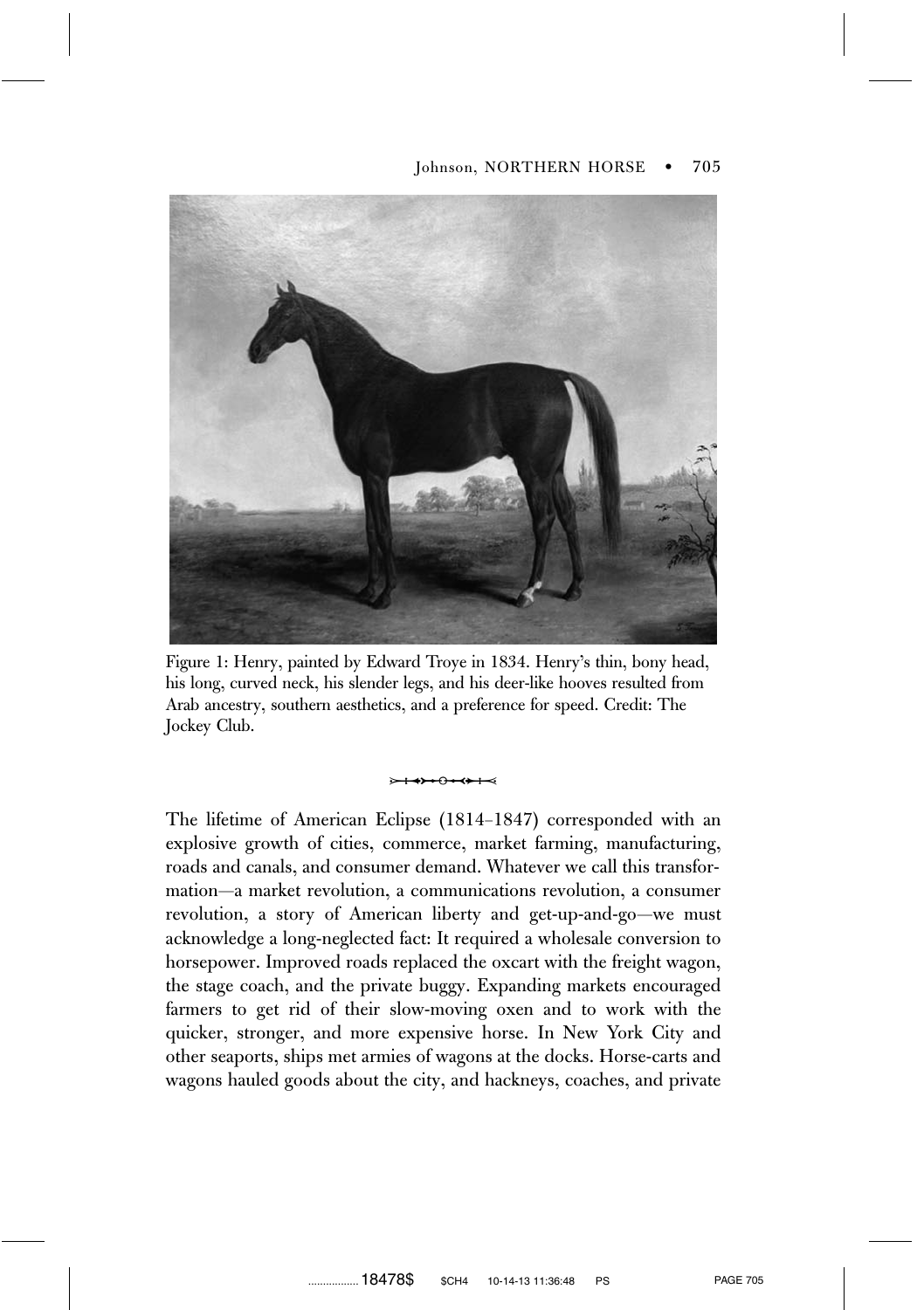Figure 1: Henry, painted by Edward Troye in 1834. Henry's thin, bony head, his long, curved neck, his slender legs, and his deer-like hooves resulted from Arab ancestry, southern aesthetics, and a preference for speed. Credit: The Jockey Club.

The lifetime of American Eclipse (1814–1847) corresponded with an explosive growth of cities, commerce, market farming, manufacturing, roads and canals, and consumer demand. Whatever we call this transformation—a market revolution, a communications revolution, a consumer revolution, a story of American liberty and get-up-and-go—we must acknowledge a long-neglected fact: It required a wholesale conversion to horsepower. Improved roads replaced the oxcart with the freight wagon, the stage coach, and the private buggy. Expanding markets encouraged farmers to get rid of their slow-moving oxen and to work with the quicker, stronger, and more expensive horse. In New York City and other seaports, ships met armies of wagons at the docks. Horse-carts and wagons hauled goods about the city, and hackneys, coaches, and private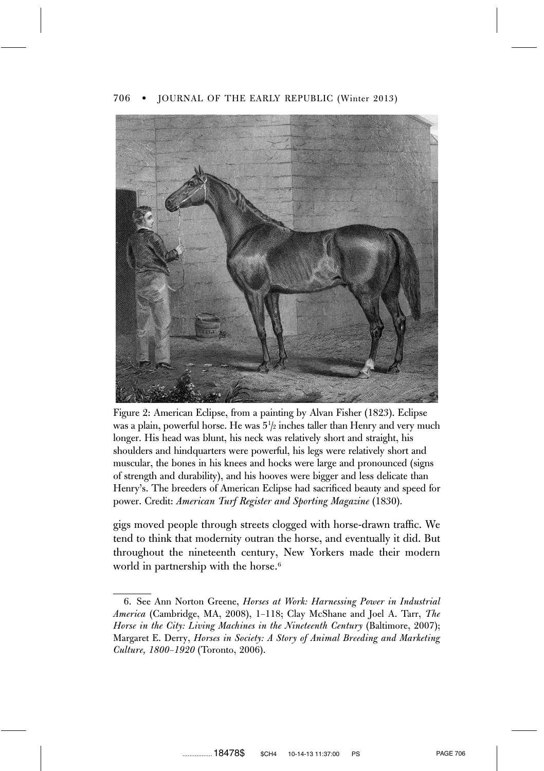Figure 2: American Eclipse, from a painting by Alvan Fisher (1823). Eclipse was a plain, powerful horse. He was 5½ inches taller than Henry and very much longer. His head was blunt, his neck was relatively short and straight, his shoulders and hindquarters were powerful, his legs were relatively short and muscular, the bones in his knees and hocks were large and pronounced (signs of strength and durability), and his hooves were bigger and less delicate than Henry's. The breeders of American Eclipse had sacrificed beauty and speed for power. Credit: *American Turf Register and Sporting Magazine* (1830).

gigs moved people through streets clogged with horse-drawn traffic. We tend to think that modernity outran the horse, and eventually it did. But throughout the nineteenth century, New Yorkers made their modern world in partnership with the horse.[6]

---

6. See Ann Norton Greene, *Horses at Work: Harnessing Power in Industrial America* (Cambridge, MA, 2008), 1–118; Clay McShane and Joel A. Tarr, *The Horse in the City: Living Machines in the Nineteenth Century* (Baltimore, 2007); Margaret E. Derry, *Horses in Society: A Story of Animal Breeding and Marketing Culture, 1800–1920* (Toronto, 2006).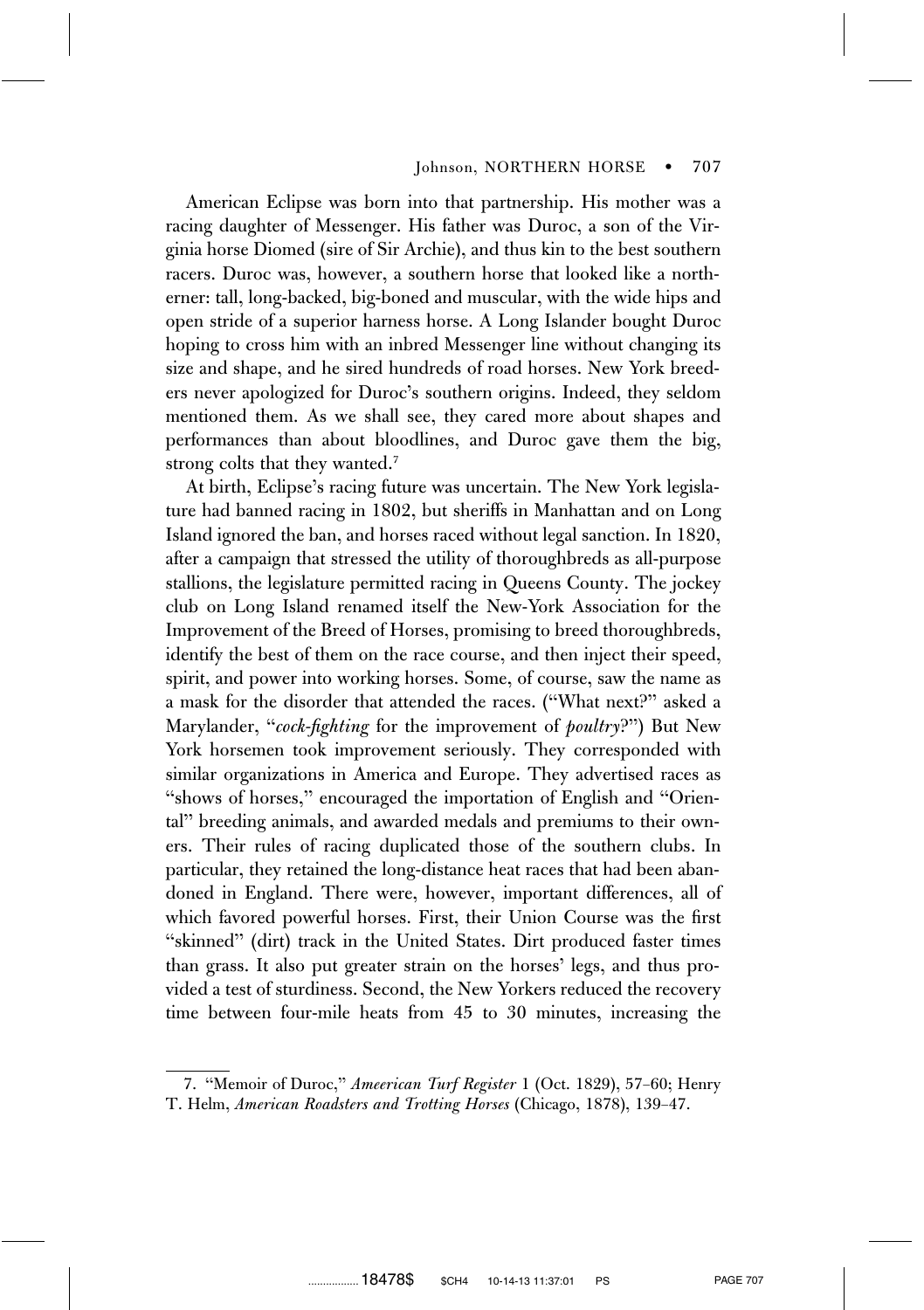American Eclipse was born into that partnership. His mother was a racing daughter of Messenger. His father was Duroc, a son of the Virginia horse Diomed (sire of Sir Archie), and thus kin to the best southern racers. Duroc was, however, a southern horse that looked like a northerner: tall, long-backed, big-boned and muscular, with the wide hips and open stride of a superior harness horse. A Long Islander bought Duroc hoping to cross him with an inbred Messenger line without changing its size and shape, and he sired hundreds of road horses. New York breeders never apologized for Duroc's southern origins. Indeed, they seldom mentioned them. As we shall see, they cared more about shapes and performances than about bloodlines, and Duroc gave them the big, strong colts that they wanted.[7]

At birth, Eclipse's racing future was uncertain. The New York legislature had banned racing in 1802, but sheriffs in Manhattan and on Long Island ignored the ban, and horses raced without legal sanction. In 1820, after a campaign that stressed the utility of thoroughbreds as all-purpose stallions, the legislature permitted racing in Queens County. The jockey club on Long Island renamed itself the New-York Association for the Improvement of the Breed of Horses, promising to breed thoroughbreds, identify the best of them on the race course, and then inject their speed, spirit, and power into working horses. Some, of course, saw the name as a mask for the disorder that attended the races. ("What next?" asked a Marylander, "*cock-fighting* for the improvement of *poultry*?") But New York horsemen took improvement seriously. They corresponded with similar organizations in America and Europe. They advertised races as "shows of horses," encouraged the importation of English and "Oriental" breeding animals, and awarded medals and premiums to their owners. Their rules of racing duplicated those of the southern clubs. In particular, they retained the long-distance heat races that had been abandoned in England. There were, however, important differences, all of which favored powerful horses. First, their Union Course was the first "skinned" (dirt) track in the United States. Dirt produced faster times than grass. It also put greater strain on the horses' legs, and thus provided a test of sturdiness. Second, the New Yorkers reduced the recovery time between four-mile heats from 45 to 30 minutes, increasing the

7. "Memoir of Duroc," *Ameerican Turf Register* 1 (Oct. 1829), 57–60; Henry T. Helm, *American Roadsters and Trotting Horses* (Chicago, 1878), 139–47.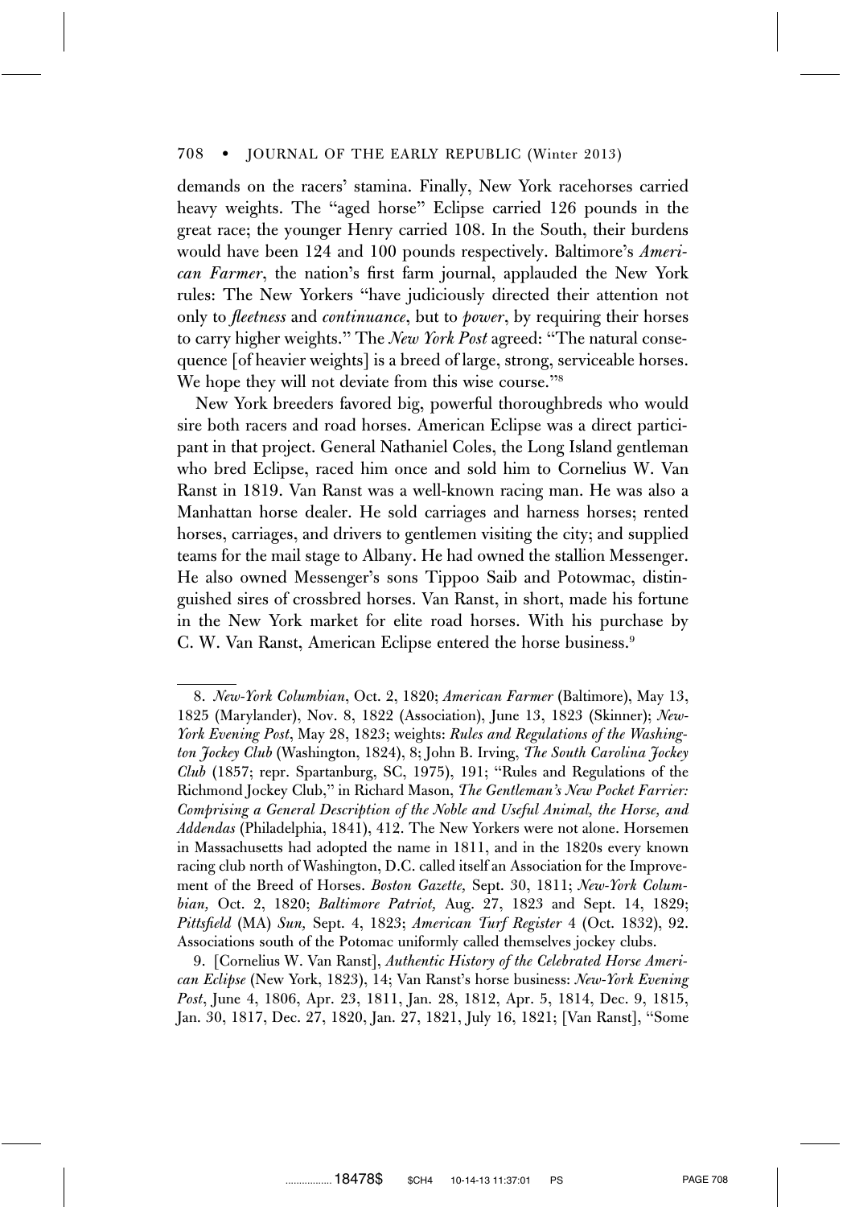demands on the racers' stamina. Finally, New York racehorses carried heavy weights. The "aged horse" Eclipse carried 126 pounds in the great race; the younger Henry carried 108. In the South, their burdens would have been 124 and 100 pounds respectively. Baltimore's *American Farmer*, the nation's first farm journal, applauded the New York rules: The New Yorkers "have judiciously directed their attention not only to *fleetness* and *continuance*, but to *power*, by requiring their horses to carry higher weights." The *New York Post* agreed: "The natural consequence [of heavier weights] is a breed of large, strong, serviceable horses. We hope they will not deviate from this wise course."[8]

New York breeders favored big, powerful thoroughbreds who would sire both racers and road horses. American Eclipse was a direct participant in that project. General Nathaniel Coles, the Long Island gentleman who bred Eclipse, raced him once and sold him to Cornelius W. Van Ranst in 1819. Van Ranst was a well-known racing man. He was also a Manhattan horse dealer. He sold carriages and harness horses; rented horses, carriages, and drivers to gentlemen visiting the city; and supplied teams for the mail stage to Albany. He had owned the stallion Messenger. He also owned Messenger's sons Tippoo Saib and Potowmac, distinguished sires of crossbred horses. Van Ranst, in short, made his fortune in the New York market for elite road horses. With his purchase by C. W. Van Ranst, American Eclipse entered the horse business.[9]

---

8. *New-York Columbian*, Oct. 2, 1820; *American Farmer* (Baltimore), May 13, 1825 (Marylander), Nov. 8, 1822 (Association), June 13, 1823 (Skinner); *New-York Evening Post*, May 28, 1823; weights: *Rules and Regulations of the Washington Jockey Club* (Washington, 1824), 8; John B. Irving, *The South Carolina Jockey Club* (1857; repr. Spartanburg, SC, 1975), 191; "Rules and Regulations of the Richmond Jockey Club," in Richard Mason, *The Gentleman's New Pocket Farrier: Comprising a General Description of the Noble and Useful Animal, the Horse, and Addendas* (Philadelphia, 1841), 412. The New Yorkers were not alone. Horsemen in Massachusetts had adopted the name in 1811, and in the 1820s every known racing club north of Washington, D.C. called itself an Association for the Improvement of the Breed of Horses. *Boston Gazette,* Sept. 30, 1811; *New-York Columbian,* Oct. 2, 1820; *Baltimore Patriot,* Aug. 27, 1823 and Sept. 14, 1829; *Pittsfield* (MA) *Sun,* Sept. 4, 1823; *American Turf Register* 4 (Oct. 1832), 92. Associations south of the Potomac uniformly called themselves jockey clubs.

9. [Cornelius W. Van Ranst], *Authentic History of the Celebrated Horse American Eclipse* (New York, 1823), 14; Van Ranst's horse business: *New-York Evening Post*, June 4, 1806, Apr. 23, 1811, Jan. 28, 1812, Apr. 5, 1814, Dec. 9, 1815, Jan. 30, 1817, Dec. 27, 1820, Jan. 27, 1821, July 16, 1821; [Van Ranst], "Some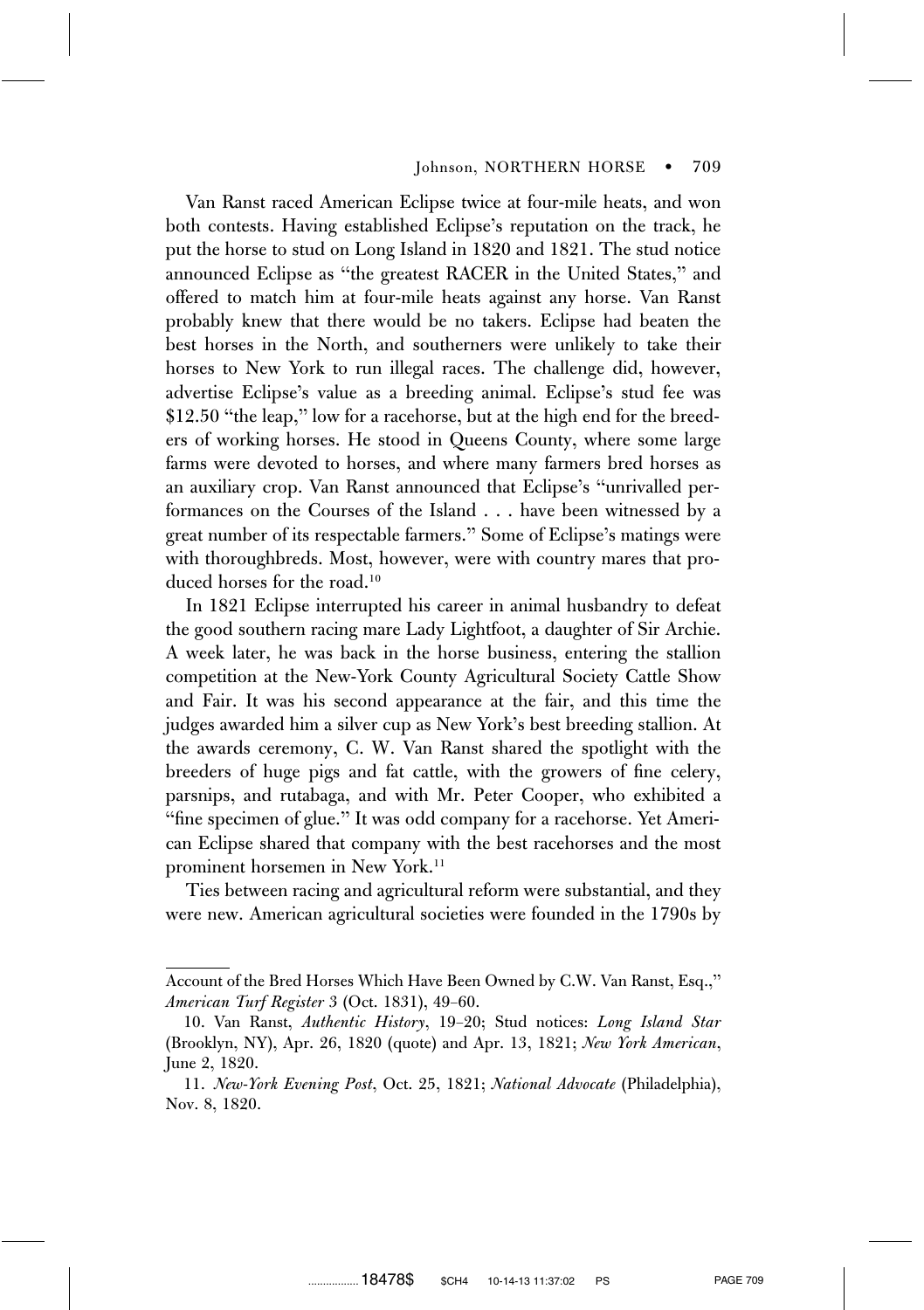Van Ranst raced American Eclipse twice at four-mile heats, and won both contests. Having established Eclipse's reputation on the track, he put the horse to stud on Long Island in 1820 and 1821. The stud notice announced Eclipse as "the greatest RACER in the United States," and offered to match him at four-mile heats against any horse. Van Ranst probably knew that there would be no takers. Eclipse had beaten the best horses in the North, and southerners were unlikely to take their horses to New York to run illegal races. The challenge did, however, advertise Eclipse's value as a breeding animal. Eclipse's stud fee was $12.50 "the leap," low for a racehorse, but at the high end for the breeders of working horses. He stood in Queens County, where some large farms were devoted to horses, and where many farmers bred horses as an auxiliary crop. Van Ranst announced that Eclipse's "unrivalled performances on the Courses of the Island . . . have been witnessed by a great number of its respectable farmers." Some of Eclipse's matings were with thoroughbreds. Most, however, were with country mares that produced horses for the road.[10]

In 1821 Eclipse interrupted his career in animal husbandry to defeat the good southern racing mare Lady Lightfoot, a daughter of Sir Archie. A week later, he was back in the horse business, entering the stallion competition at the New-York County Agricultural Society Cattle Show and Fair. It was his second appearance at the fair, and this time the judges awarded him a silver cup as New York's best breeding stallion. At the awards ceremony, C. W. Van Ranst shared the spotlight with the breeders of huge pigs and fat cattle, with the growers of fine celery, parsnips, and rutabaga, and with Mr. Peter Cooper, who exhibited a "fine specimen of glue." It was odd company for a racehorse. Yet American Eclipse shared that company with the best racehorses and the most prominent horsemen in New York.[11]

Ties between racing and agricultural reform were substantial, and they were new. American agricultural societies were founded in the 1790s by

---

Account of the Bred Horses Which Have Been Owned by C.W. Van Ranst, Esq.," *American Turf Register 3* (Oct. 1831), 49–60.

10. Van Ranst, *Authentic History*, 19–20; Stud notices: *Long Island Star* (Brooklyn, NY), Apr. 26, 1820 (quote) and Apr. 13, 1821; *New York American*, June 2, 1820.

11. *New-York Evening Post*, Oct. 25, 1821; *National Advocate* (Philadelphia), Nov. 8, 1820.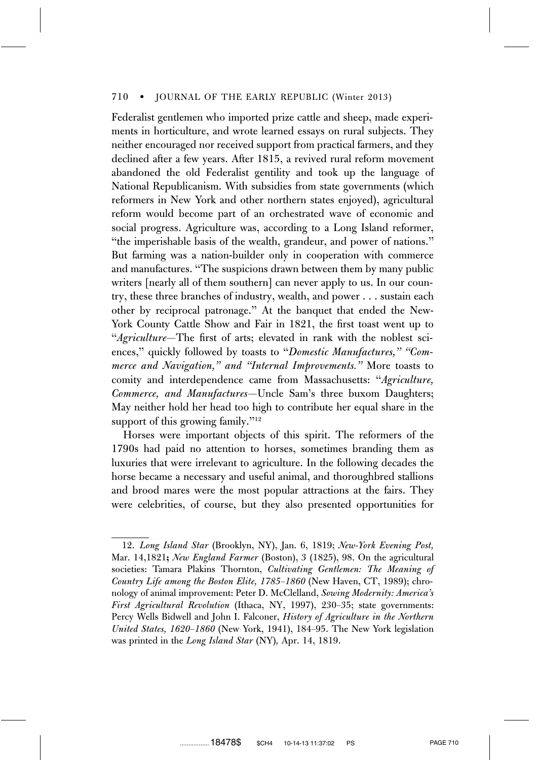Federalist gentlemen who imported prize cattle and sheep, made experiments in horticulture, and wrote learned essays on rural subjects. They neither encouraged nor received support from practical farmers, and they declined after a few years. After 1815, a revived rural reform movement abandoned the old Federalist gentility and took up the language of National Republicanism. With subsidies from state governments (which reformers in New York and other northern states enjoyed), agricultural reform would become part of an orchestrated wave of economic and social progress. Agriculture was, according to a Long Island reformer, "the imperishable basis of the wealth, grandeur, and power of nations." But farming was a nation-builder only in cooperation with commerce and manufactures. "The suspicions drawn between them by many public writers [nearly all of them southern] can never apply to us. In our country, these three branches of industry, wealth, and power . . . sustain each other by reciprocal patronage." At the banquet that ended the New-York County Cattle Show and Fair in 1821, the first toast went up to "*Agriculture*—The first of arts; elevated in rank with the noblest sciences," quickly followed by toasts to "*Domestic Manufactures," "Commerce and Navigation," and "Internal Improvements."* More toasts to comity and interdependence came from Massachusetts: "*Agriculture, Commerce, and Manufactures*—Uncle Sam's three buxom Daughters; May neither hold her head too high to contribute her equal share in the support of this growing family."[12]

Horses were important objects of this spirit. The reformers of the 1790s had paid no attention to horses, sometimes branding them as luxuries that were irrelevant to agriculture. In the following decades the horse became a necessary and useful animal, and thoroughbred stallions and brood mares were the most popular attractions at the fairs. They were celebrities, of course, but they also presented opportunities for

---

12. *Long Island Star* (Brooklyn, NY), Jan. 6, 1819; *New-York Evening Post,* Mar. 14,1821**;** *New England Farmer* (Boston), 3 (1825), 98. On the agricultural societies: Tamara Plakins Thornton, *Cultivating Gentlemen: The Meaning of Country Life among the Boston Elite, 1785–1860* (New Haven, CT, 1989); chronology of animal improvement: Peter D. McClelland, *Sowing Modernity: America's First Agricultural Revolution* (Ithaca, NY, 1997), 230–35; state governments: Percy Wells Bidwell and John I. Falconer, *History of Agriculture in the Northern United States, 1620–1860* (New York, 1941), 184–95. The New York legislation was printed in the *Long Island Star* (NY), Apr. 14, 1819.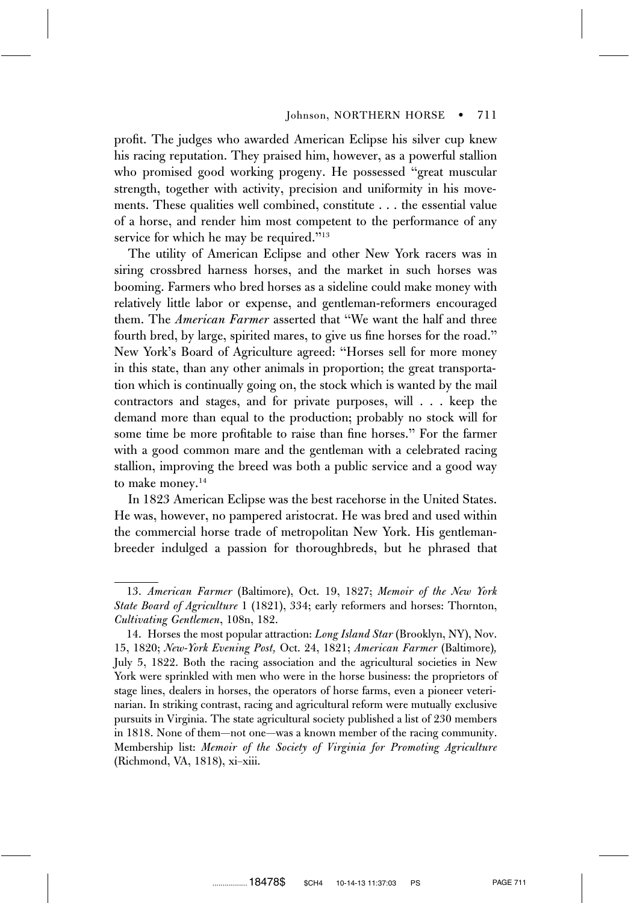profit. The judges who awarded American Eclipse his silver cup knew his racing reputation. They praised him, however, as a powerful stallion who promised good working progeny. He possessed "great muscular strength, together with activity, precision and uniformity in his movements. These qualities well combined, constitute . . . the essential value of a horse, and render him most competent to the performance of any service for which he may be required."[13]

The utility of American Eclipse and other New York racers was in siring crossbred harness horses, and the market in such horses was booming. Farmers who bred horses as a sideline could make money with relatively little labor or expense, and gentleman-reformers encouraged them. The *American Farmer* asserted that "We want the half and three fourth bred, by large, spirited mares, to give us fine horses for the road." New York's Board of Agriculture agreed: "Horses sell for more money in this state, than any other animals in proportion; the great transportation which is continually going on, the stock which is wanted by the mail contractors and stages, and for private purposes, will . . . keep the demand more than equal to the production; probably no stock will for some time be more profitable to raise than fine horses." For the farmer with a good common mare and the gentleman with a celebrated racing stallion, improving the breed was both a public service and a good way to make money.[14]

In 1823 American Eclipse was the best racehorse in the United States. He was, however, no pampered aristocrat. He was bred and used within the commercial horse trade of metropolitan New York. His gentleman-breeder indulged a passion for thoroughbreds, but he phrased that

---

13. *American Farmer* (Baltimore), Oct. 19, 1827; *Memoir of the New York State Board of Agriculture* 1 (1821), 334; early reformers and horses: Thornton, *Cultivating Gentlemen*, 108n, 182.

14. Horses the most popular attraction: *Long Island Star* (Brooklyn, NY), Nov. 15, 1820; *New-York Evening Post,* Oct. 24, 1821; *American Farmer* (Baltimore)*,* July 5, 1822. Both the racing association and the agricultural societies in New York were sprinkled with men who were in the horse business: the proprietors of stage lines, dealers in horses, the operators of horse farms, even a pioneer veterinarian. In striking contrast, racing and agricultural reform were mutually exclusive pursuits in Virginia. The state agricultural society published a list of 230 members in 1818. None of them—not one—was a known member of the racing community. Membership list: *Memoir of the Society of Virginia for Promoting Agriculture* (Richmond, VA, 1818), xi–xiii.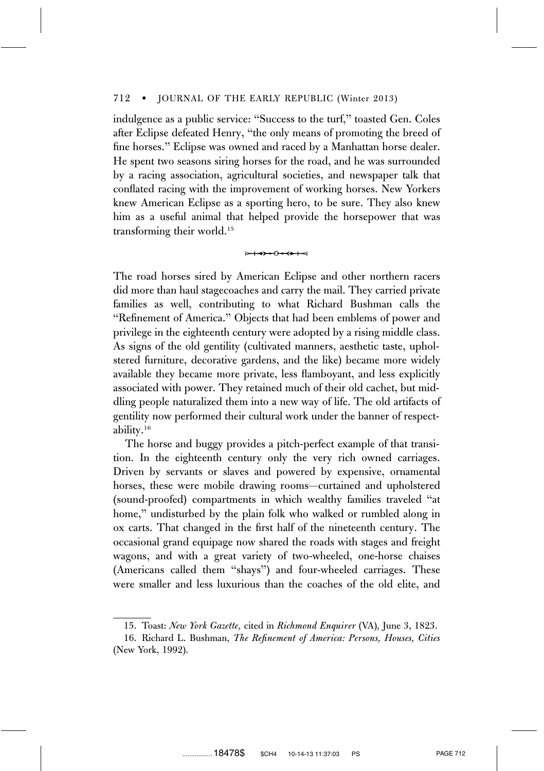indulgence as a public service: "Success to the turf," toasted Gen. Coles after Eclipse defeated Henry, "the only means of promoting the breed of fine horses." Eclipse was owned and raced by a Manhattan horse dealer. He spent two seasons siring horses for the road, and he was surrounded by a racing association, agricultural societies, and newspaper talk that conflated racing with the improvement of working horses. New Yorkers knew American Eclipse as a sporting hero, to be sure. They also knew him as a useful animal that helped provide the horsepower that was transforming their world.[15]

The road horses sired by American Eclipse and other northern racers did more than haul stagecoaches and carry the mail. They carried private families as well, contributing to what Richard Bushman calls the "Refinement of America." Objects that had been emblems of power and privilege in the eighteenth century were adopted by a rising middle class. As signs of the old gentility (cultivated manners, aesthetic taste, upholstered furniture, decorative gardens, and the like) became more widely available they became more private, less flamboyant, and less explicitly associated with power. They retained much of their old cachet, but middling people naturalized them into a new way of life. The old artifacts of gentility now performed their cultural work under the banner of respectability.[16]

The horse and buggy provides a pitch-perfect example of that transition. In the eighteenth century only the very rich owned carriages. Driven by servants or slaves and powered by expensive, ornamental horses, these were mobile drawing rooms—curtained and upholstered (sound-proofed) compartments in which wealthy families traveled "at home," undisturbed by the plain folk who walked or rumbled along in ox carts. That changed in the first half of the nineteenth century. The occasional grand equipage now shared the roads with stages and freight wagons, and with a great variety of two-wheeled, one-horse chaises (Americans called them "shays") and four-wheeled carriages. These were smaller and less luxurious than the coaches of the old elite, and

15. Toast: *New York Gazette,* cited in *Richmond Enquirer* (VA), June 3, 1823.

16. Richard L. Bushman, *The Refinement of America: Persons, Houses, Cities* (New York, 1992).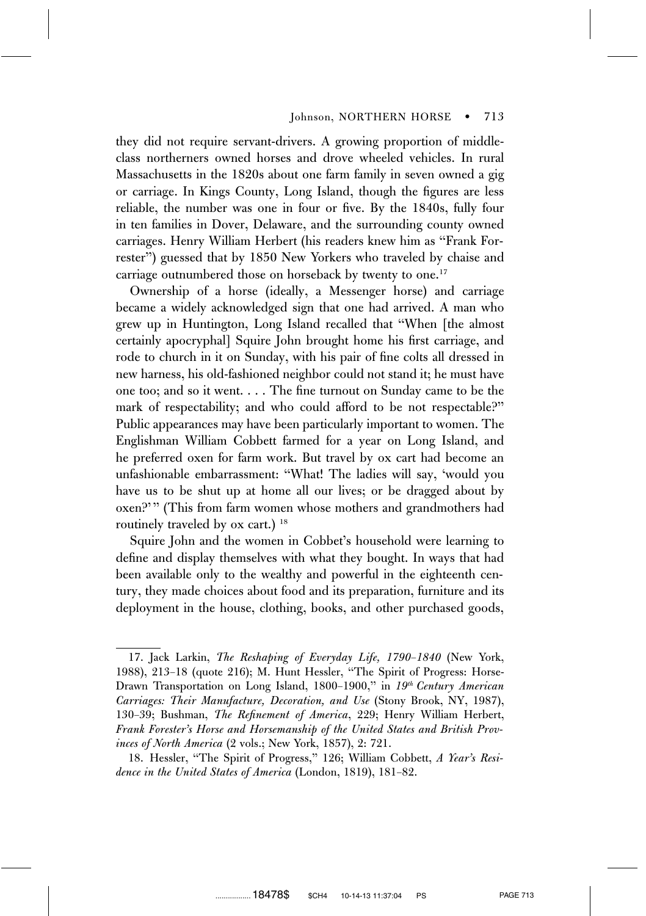they did not require servant-drivers. A growing proportion of middle-class northerners owned horses and drove wheeled vehicles. In rural Massachusetts in the 1820s about one farm family in seven owned a gig or carriage. In Kings County, Long Island, though the figures are less reliable, the number was one in four or five. By the 1840s, fully four in ten families in Dover, Delaware, and the surrounding county owned carriages. Henry William Herbert (his readers knew him as "Frank Forrester") guessed that by 1850 New Yorkers who traveled by chaise and carriage outnumbered those on horseback by twenty to one.[17]

Ownership of a horse (ideally, a Messenger horse) and carriage became a widely acknowledged sign that one had arrived. A man who grew up in Huntington, Long Island recalled that "When [the almost certainly apocryphal] Squire John brought home his first carriage, and rode to church in it on Sunday, with his pair of fine colts all dressed in new harness, his old-fashioned neighbor could not stand it; he must have one too; and so it went. . . . The fine turnout on Sunday came to be the mark of respectability; and who could afford to be not respectable?" Public appearances may have been particularly important to women. The Englishman William Cobbett farmed for a year on Long Island, and he preferred oxen for farm work. But travel by ox cart had become an unfashionable embarrassment: "What! The ladies will say, 'would you have us to be shut up at home all our lives; or be dragged about by oxen?'" (This from farm women whose mothers and grandmothers had routinely traveled by ox cart.)[18]

Squire John and the women in Cobbet's household were learning to define and display themselves with what they bought. In ways that had been available only to the wealthy and powerful in the eighteenth century, they made choices about food and its preparation, furniture and its deployment in the house, clothing, books, and other purchased goods,

---

17. Jack Larkin, *The Reshaping of Everyday Life, 1790–1840* (New York, 1988), 213–18 (quote 216); M. Hunt Hessler, "The Spirit of Progress: Horse-Drawn Transportation on Long Island, 1800–1900," in *19th Century American Carriages: Their Manufacture, Decoration, and Use* (Stony Brook, NY, 1987), 130–39; Bushman, *The Refinement of America*, 229; Henry William Herbert, *Frank Forester's Horse and Horsemanship of the United States and British Provinces of North America* (2 vols.; New York, 1857), 2: 721.

18. Hessler, "The Spirit of Progress," 126; William Cobbett, *A Year's Residence in the United States of America* (London, 1819), 181–82.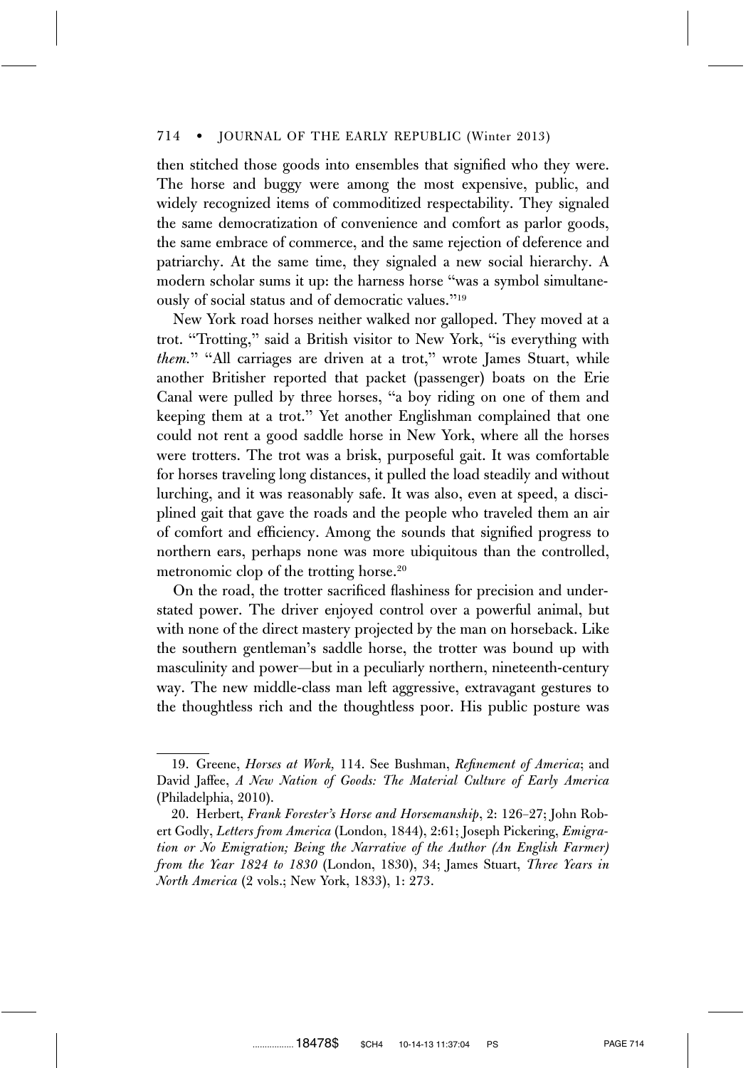then stitched those goods into ensembles that signified who they were. The horse and buggy were among the most expensive, public, and widely recognized items of commoditized respectability. They signaled the same democratization of convenience and comfort as parlor goods, the same embrace of commerce, and the same rejection of deference and patriarchy. At the same time, they signaled a new social hierarchy. A modern scholar sums it up: the harness horse "was a symbol simultaneously of social status and of democratic values."[19]

New York road horses neither walked nor galloped. They moved at a trot. "Trotting," said a British visitor to New York, "is everything with *them.*" "All carriages are driven at a trot," wrote James Stuart, while another Britisher reported that packet (passenger) boats on the Erie Canal were pulled by three horses, "a boy riding on one of them and keeping them at a trot." Yet another Englishman complained that one could not rent a good saddle horse in New York, where all the horses were trotters. The trot was a brisk, purposeful gait. It was comfortable for horses traveling long distances, it pulled the load steadily and without lurching, and it was reasonably safe. It was also, even at speed, a disciplined gait that gave the roads and the people who traveled them an air of comfort and efficiency. Among the sounds that signified progress to northern ears, perhaps none was more ubiquitous than the controlled, metronomic clop of the trotting horse.[20]

On the road, the trotter sacrificed flashiness for precision and understated power. The driver enjoyed control over a powerful animal, but with none of the direct mastery projected by the man on horseback. Like the southern gentleman's saddle horse, the trotter was bound up with masculinity and power—but in a peculiarly northern, nineteenth-century way. The new middle-class man left aggressive, extravagant gestures to the thoughtless rich and the thoughtless poor. His public posture was

---

19. Greene, *Horses at Work,* 114. See Bushman, *Refinement of America*; and David Jaffee, *A New Nation of Goods: The Material Culture of Early America* (Philadelphia, 2010).

20. Herbert, *Frank Forester's Horse and Horsemanship*, 2: 126–27; John Robert Godly, *Letters from America* (London, 1844), 2:61; Joseph Pickering, *Emigration or No Emigration; Being the Narrative of the Author (An English Farmer) from the Year 1824 to 1830* (London, 1830), 34; James Stuart, *Three Years in North America* (2 vols.; New York, 1833), 1: 273.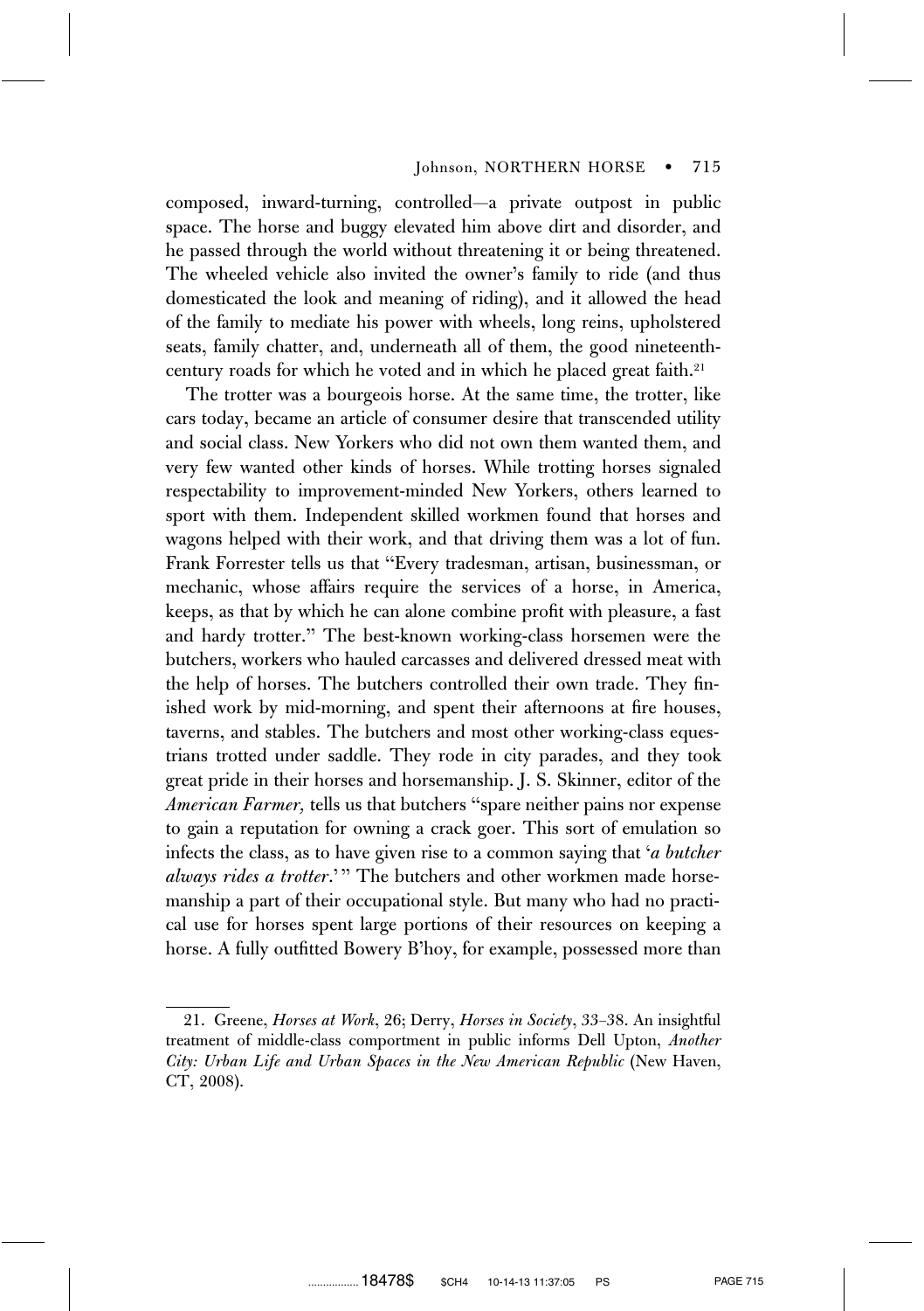composed, inward-turning, controlled—a private outpost in public space. The horse and buggy elevated him above dirt and disorder, and he passed through the world without threatening it or being threatened. The wheeled vehicle also invited the owner's family to ride (and thus domesticated the look and meaning of riding), and it allowed the head of the family to mediate his power with wheels, long reins, upholstered seats, family chatter, and, underneath all of them, the good nineteenth-century roads for which he voted and in which he placed great faith.[21]

The trotter was a bourgeois horse. At the same time, the trotter, like cars today, became an article of consumer desire that transcended utility and social class. New Yorkers who did not own them wanted them, and very few wanted other kinds of horses. While trotting horses signaled respectability to improvement-minded New Yorkers, others learned to sport with them. Independent skilled workmen found that horses and wagons helped with their work, and that driving them was a lot of fun. Frank Forrester tells us that "Every tradesman, artisan, businessman, or mechanic, whose affairs require the services of a horse, in America, keeps, as that by which he can alone combine profit with pleasure, a fast and hardy trotter." The best-known working-class horsemen were the butchers, workers who hauled carcasses and delivered dressed meat with the help of horses. The butchers controlled their own trade. They finished work by mid-morning, and spent their afternoons at fire houses, taverns, and stables. The butchers and most other working-class equestrians trotted under saddle. They rode in city parades, and they took great pride in their horses and horsemanship. J. S. Skinner, editor of the *American Farmer,* tells us that butchers "spare neither pains nor expense to gain a reputation for owning a crack goer. This sort of emulation so infects the class, as to have given rise to a common saying that '*a butcher always rides a trotter*.'" The butchers and other workmen made horsemanship a part of their occupational style. But many who had no practical use for horses spent large portions of their resources on keeping a horse. A fully outfitted Bowery B'hoy, for example, possessed more than

---

21. Greene, *Horses at Work*, 26; Derry, *Horses in Society*, 33–38. An insightful treatment of middle-class comportment in public informs Dell Upton, *Another City: Urban Life and Urban Spaces in the New American Republic* (New Haven, CT, 2008).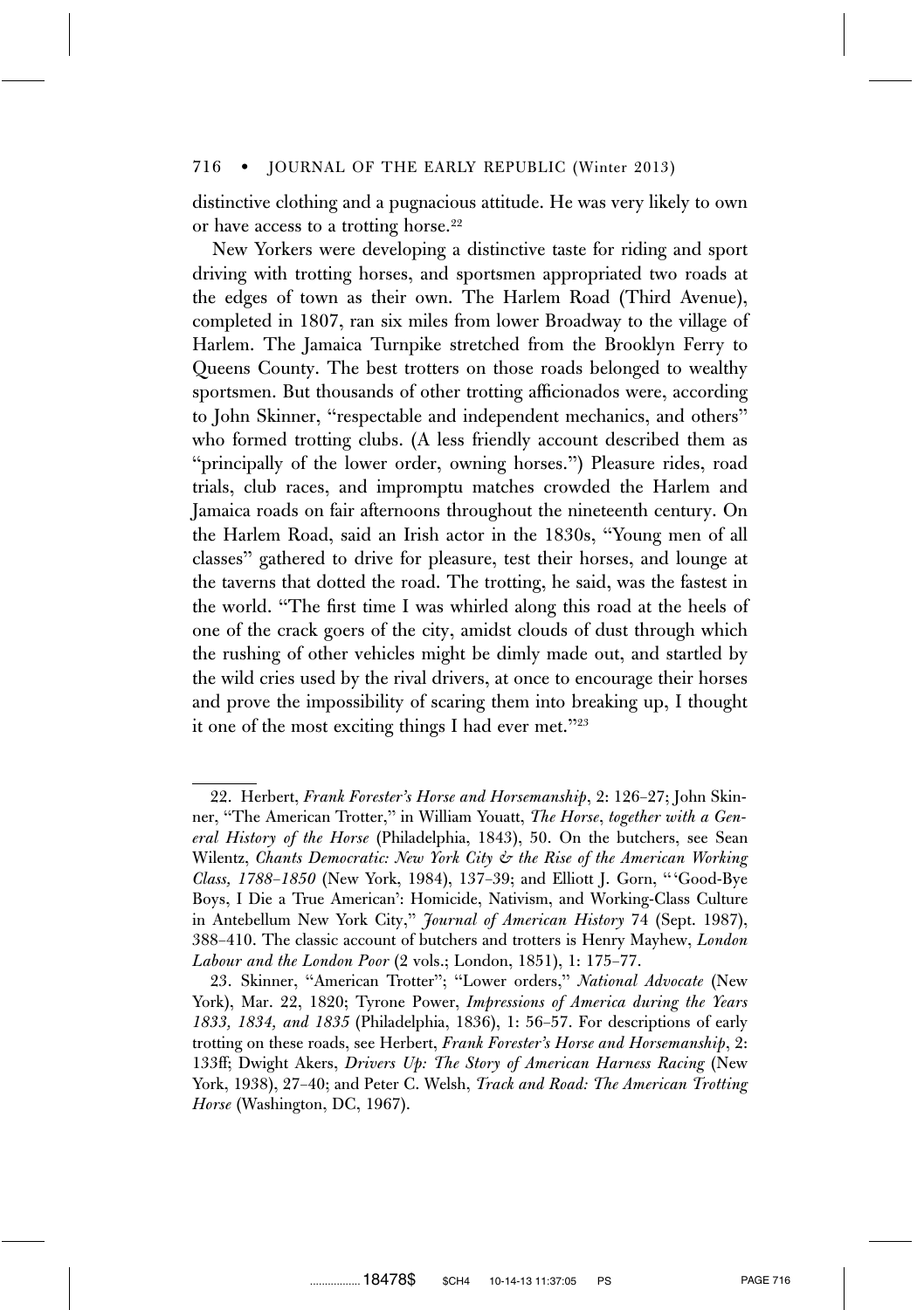distinctive clothing and a pugnacious attitude. He was very likely to own or have access to a trotting horse.[22]

New Yorkers were developing a distinctive taste for riding and sport driving with trotting horses, and sportsmen appropriated two roads at the edges of town as their own. The Harlem Road (Third Avenue), completed in 1807, ran six miles from lower Broadway to the village of Harlem. The Jamaica Turnpike stretched from the Brooklyn Ferry to Queens County. The best trotters on those roads belonged to wealthy sportsmen. But thousands of other trotting afficionados were, according to John Skinner, "respectable and independent mechanics, and others" who formed trotting clubs. (A less friendly account described them as "principally of the lower order, owning horses.") Pleasure rides, road trials, club races, and impromptu matches crowded the Harlem and Jamaica roads on fair afternoons throughout the nineteenth century. On the Harlem Road, said an Irish actor in the 1830s, "Young men of all classes" gathered to drive for pleasure, test their horses, and lounge at the taverns that dotted the road. The trotting, he said, was the fastest in the world. "The first time I was whirled along this road at the heels of one of the crack goers of the city, amidst clouds of dust through which the rushing of other vehicles might be dimly made out, and startled by the wild cries used by the rival drivers, at once to encourage their horses and prove the impossibility of scaring them into breaking up, I thought it one of the most exciting things I had ever met."[23]

---

22. Herbert, *Frank Forester's Horse and Horsemanship*, 2: 126–27; John Skinner, "The American Trotter," in William Youatt, *The Horse*, *together with a General History of the Horse* (Philadelphia, 1843), 50. On the butchers, see Sean Wilentz, *Chants Democratic: New York City & the Rise of the American Working Class, 1788–1850* (New York, 1984), 137–39; and Elliott J. Gorn, "'Good-Bye Boys, I Die a True American': Homicide, Nativism, and Working-Class Culture in Antebellum New York City," *Journal of American History* 74 (Sept. 1987), 388–410. The classic account of butchers and trotters is Henry Mayhew, *London Labour and the London Poor* (2 vols.; London, 1851), 1: 175–77.

23. Skinner, "American Trotter"; "Lower orders," *National Advocate* (New York), Mar. 22, 1820; Tyrone Power, *Impressions of America during the Years 1833, 1834, and 1835* (Philadelphia, 1836), 1: 56–57. For descriptions of early trotting on these roads, see Herbert, *Frank Forester's Horse and Horsemanship*, 2: 133ff; Dwight Akers, *Drivers Up: The Story of American Harness Racing* (New York, 1938), 27–40; and Peter C. Welsh, *Track and Road: The American Trotting Horse* (Washington, DC, 1967).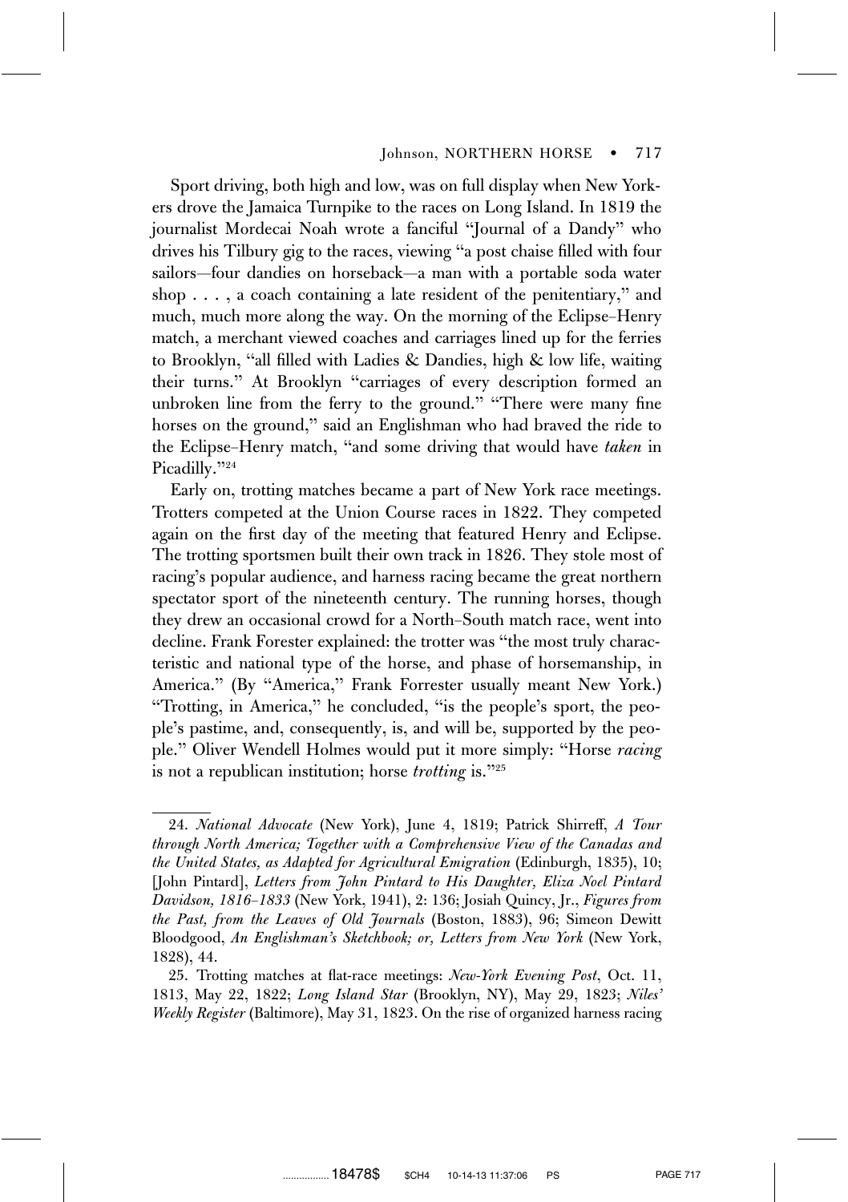Sport driving, both high and low, was on full display when New Yorkers drove the Jamaica Turnpike to the races on Long Island. In 1819 the journalist Mordecai Noah wrote a fanciful "Journal of a Dandy" who drives his Tilbury gig to the races, viewing "a post chaise filled with four sailors—four dandies on horseback—a man with a portable soda water shop . . . , a coach containing a late resident of the penitentiary," and much, much more along the way. On the morning of the Eclipse–Henry match, a merchant viewed coaches and carriages lined up for the ferries to Brooklyn, "all filled with Ladies & Dandies, high & low life, waiting their turns." At Brooklyn "carriages of every description formed an unbroken line from the ferry to the ground." "There were many fine horses on the ground," said an Englishman who had braved the ride to the Eclipse–Henry match, "and some driving that would have *taken* in Picadilly."[24]

Early on, trotting matches became a part of New York race meetings. Trotters competed at the Union Course races in 1822. They competed again on the first day of the meeting that featured Henry and Eclipse. The trotting sportsmen built their own track in 1826. They stole most of racing's popular audience, and harness racing became the great northern spectator sport of the nineteenth century. The running horses, though they drew an occasional crowd for a North–South match race, went into decline. Frank Forester explained: the trotter was "the most truly characteristic and national type of the horse, and phase of horsemanship, in America." (By "America," Frank Forrester usually meant New York.) "Trotting, in America," he concluded, "is the people's sport, the people's pastime, and, consequently, is, and will be, supported by the people." Oliver Wendell Holmes would put it more simply: "Horse *racing* is not a republican institution; horse *trotting* is."[25]

---

24. *National Advocate* (New York), June 4, 1819; Patrick Shirreff, *A Tour through North America; Together with a Comprehensive View of the Canadas and the United States, as Adapted for Agricultural Emigration* (Edinburgh, 1835), 10; [John Pintard], *Letters from John Pintard to His Daughter, Eliza Noel Pintard Davidson, 1816–1833* (New York, 1941), 2: 136; Josiah Quincy, Jr., *Figures from the Past, from the Leaves of Old Journals* (Boston, 1883), 96; Simeon Dewitt Bloodgood, *An Englishman's Sketchbook; or, Letters from New York* (New York, 1828), 44.

25. Trotting matches at flat-race meetings: *New-York Evening Post*, Oct. 11, 1813, May 22, 1822; *Long Island Star* (Brooklyn, NY), May 29, 1823; *Niles' Weekly Register* (Baltimore), May 31, 1823. On the rise of organized harness racing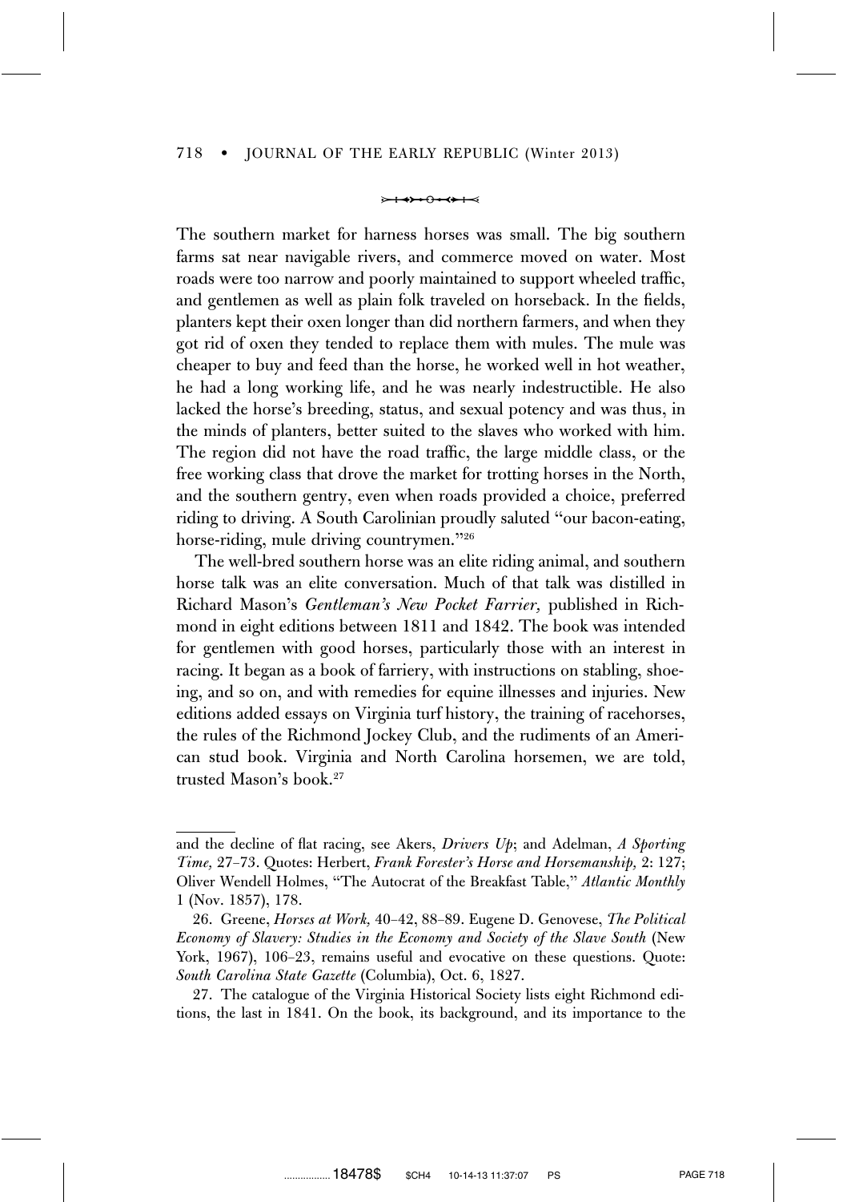The southern market for harness horses was small. The big southern farms sat near navigable rivers, and commerce moved on water. Most roads were too narrow and poorly maintained to support wheeled traffic, and gentlemen as well as plain folk traveled on horseback. In the fields, planters kept their oxen longer than did northern farmers, and when they got rid of oxen they tended to replace them with mules. The mule was cheaper to buy and feed than the horse, he worked well in hot weather, he had a long working life, and he was nearly indestructible. He also lacked the horse's breeding, status, and sexual potency and was thus, in the minds of planters, better suited to the slaves who worked with him. The region did not have the road traffic, the large middle class, or the free working class that drove the market for trotting horses in the North, and the southern gentry, even when roads provided a choice, preferred riding to driving. A South Carolinian proudly saluted "our bacon-eating, horse-riding, mule driving countrymen."[26]

The well-bred southern horse was an elite riding animal, and southern horse talk was an elite conversation. Much of that talk was distilled in Richard Mason's *Gentleman's New Pocket Farrier,* published in Richmond in eight editions between 1811 and 1842. The book was intended for gentlemen with good horses, particularly those with an interest in racing. It began as a book of farriery, with instructions on stabling, shoeing, and so on, and with remedies for equine illnesses and injuries. New editions added essays on Virginia turf history, the training of racehorses, the rules of the Richmond Jockey Club, and the rudiments of an American stud book. Virginia and North Carolina horsemen, we are told, trusted Mason's book.[27]

---

and the decline of flat racing, see Akers, *Drivers Up*; and Adelman, *A Sporting Time,* 27–73. Quotes: Herbert, *Frank Forester's Horse and Horsemanship,* 2: 127; Oliver Wendell Holmes, "The Autocrat of the Breakfast Table," *Atlantic Monthly* 1 (Nov. 1857), 178.

26. Greene, *Horses at Work,* 40–42, 88–89. Eugene D. Genovese, *The Political Economy of Slavery: Studies in the Economy and Society of the Slave South* (New York, 1967), 106–23, remains useful and evocative on these questions. Quote: *South Carolina State Gazette* (Columbia), Oct. 6, 1827.

27. The catalogue of the Virginia Historical Society lists eight Richmond editions, the last in 1841. On the book, its background, and its importance to the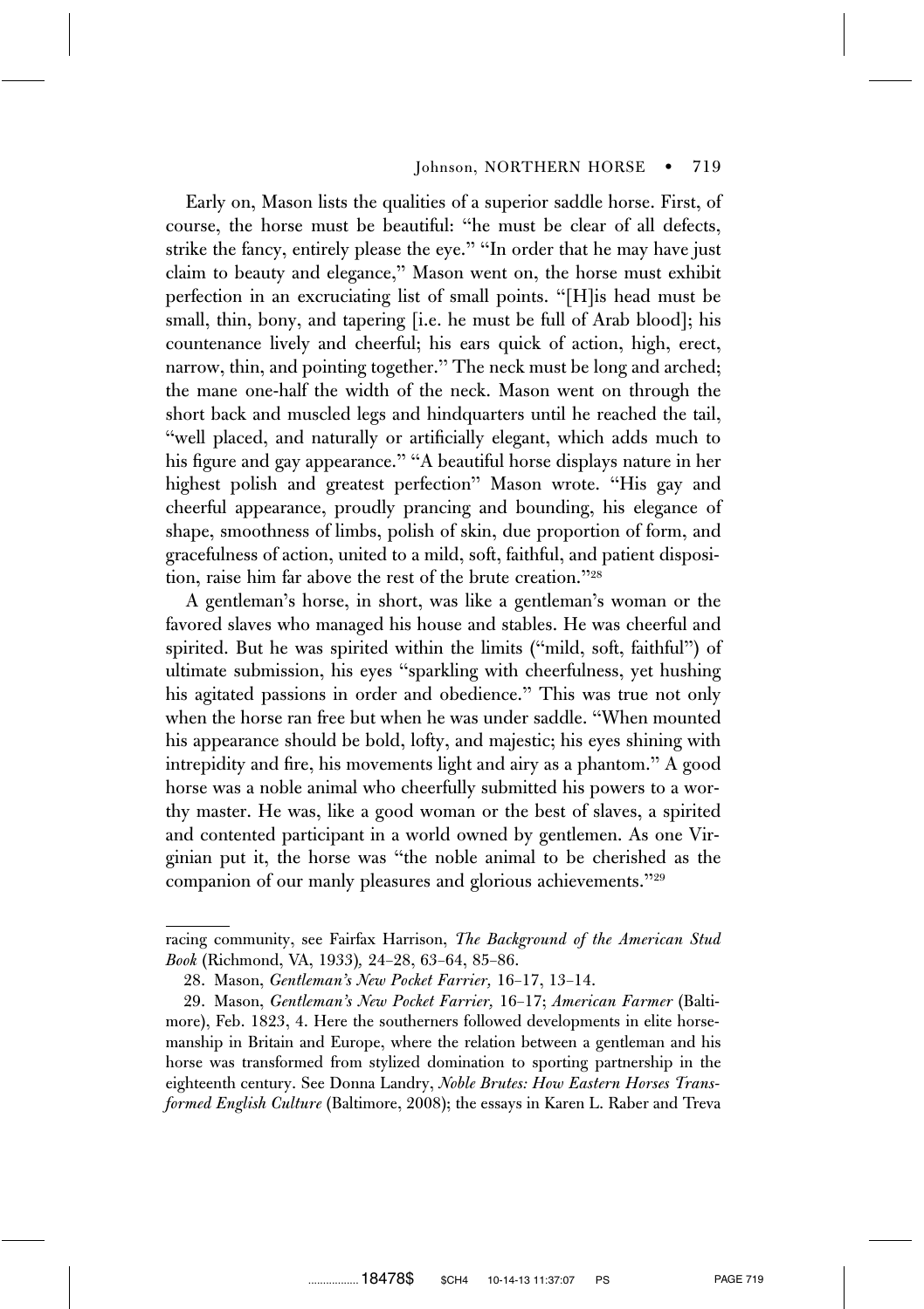Early on, Mason lists the qualities of a superior saddle horse. First, of course, the horse must be beautiful: "he must be clear of all defects, strike the fancy, entirely please the eye." "In order that he may have just claim to beauty and elegance," Mason went on, the horse must exhibit perfection in an excruciating list of small points. "[H]is head must be small, thin, bony, and tapering [i.e. he must be full of Arab blood]; his countenance lively and cheerful; his ears quick of action, high, erect, narrow, thin, and pointing together." The neck must be long and arched; the mane one-half the width of the neck. Mason went on through the short back and muscled legs and hindquarters until he reached the tail, "well placed, and naturally or artificially elegant, which adds much to his figure and gay appearance." "A beautiful horse displays nature in her highest polish and greatest perfection" Mason wrote. "His gay and cheerful appearance, proudly prancing and bounding, his elegance of shape, smoothness of limbs, polish of skin, due proportion of form, and gracefulness of action, united to a mild, soft, faithful, and patient disposition, raise him far above the rest of the brute creation."[28]

A gentleman's horse, in short, was like a gentleman's woman or the favored slaves who managed his house and stables. He was cheerful and spirited. But he was spirited within the limits ("mild, soft, faithful") of ultimate submission, his eyes "sparkling with cheerfulness, yet hushing his agitated passions in order and obedience." This was true not only when the horse ran free but when he was under saddle. "When mounted his appearance should be bold, lofty, and majestic; his eyes shining with intrepidity and fire, his movements light and airy as a phantom." A good horse was a noble animal who cheerfully submitted his powers to a worthy master. He was, like a good woman or the best of slaves, a spirited and contented participant in a world owned by gentlemen. As one Virginian put it, the horse was "the noble animal to be cherished as the companion of our manly pleasures and glorious achievements."[29]

---

racing community, see Fairfax Harrison, *The Background of the American Stud Book* (Richmond, VA, 1933), 24–28, 63–64, 85–86.

28. Mason, *Gentleman's New Pocket Farrier,* 16–17, 13–14.

29. Mason, *Gentleman's New Pocket Farrier,* 16–17; *American Farmer* (Baltimore), Feb. 1823, 4. Here the southerners followed developments in elite horsemanship in Britain and Europe, where the relation between a gentleman and his horse was transformed from stylized domination to sporting partnership in the eighteenth century. See Donna Landry, *Noble Brutes: How Eastern Horses Transformed English Culture* (Baltimore, 2008); the essays in Karen L. Raber and Treva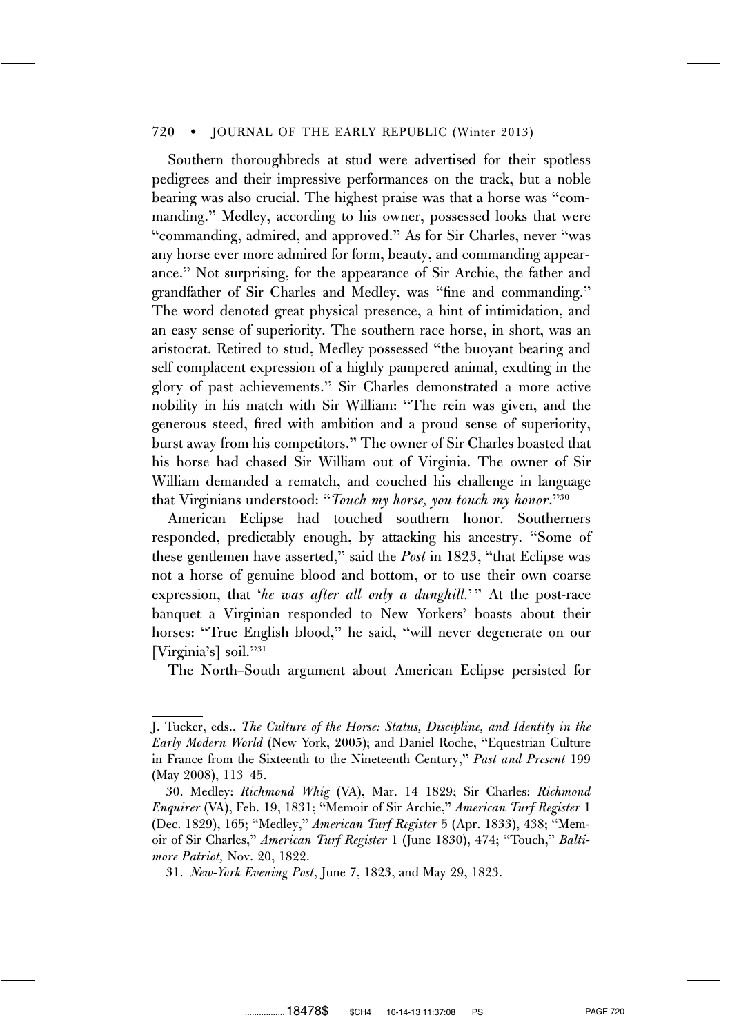Southern thoroughbreds at stud were advertised for their spotless pedigrees and their impressive performances on the track, but a noble bearing was also crucial. The highest praise was that a horse was "commanding." Medley, according to his owner, possessed looks that were "commanding, admired, and approved." As for Sir Charles, never "was any horse ever more admired for form, beauty, and commanding appearance." Not surprising, for the appearance of Sir Archie, the father and grandfather of Sir Charles and Medley, was "fine and commanding." The word denoted great physical presence, a hint of intimidation, and an easy sense of superiority. The southern race horse, in short, was an aristocrat. Retired to stud, Medley possessed "the buoyant bearing and self complacent expression of a highly pampered animal, exulting in the glory of past achievements." Sir Charles demonstrated a more active nobility in his match with Sir William: "The rein was given, and the generous steed, fired with ambition and a proud sense of superiority, burst away from his competitors." The owner of Sir Charles boasted that his horse had chased Sir William out of Virginia. The owner of Sir William demanded a rematch, and couched his challenge in language that Virginians understood: "*Touch my horse, you touch my honor*."[30]

American Eclipse had touched southern honor. Southerners responded, predictably enough, by attacking his ancestry. "Some of these gentlemen have asserted," said the *Post* in 1823, "that Eclipse was not a horse of genuine blood and bottom, or to use their own coarse expression, that '*he was after all only a dunghill*.'" At the post-race banquet a Virginian responded to New Yorkers' boasts about their horses: "True English blood," he said, "will never degenerate on our [Virginia's] soil."[31]

The North–South argument about American Eclipse persisted for

---

J. Tucker, eds., *The Culture of the Horse: Status, Discipline, and Identity in the Early Modern World* (New York, 2005); and Daniel Roche, "Equestrian Culture in France from the Sixteenth to the Nineteenth Century," *Past and Present* 199 (May 2008), 113–45.

30. Medley: *Richmond Whig* (VA), Mar. 14 1829; Sir Charles: *Richmond Enquirer* (VA), Feb. 19, 1831; "Memoir of Sir Archie," *American Turf Register* 1 (Dec. 1829), 165; "Medley," *American Turf Register* 5 (Apr. 1833), 438; "Memoir of Sir Charles," *American Turf Register* 1 (June 1830), 474; "Touch," *Baltimore Patriot*, Nov. 20, 1822.

31. *New-York Evening Post*, June 7, 1823, and May 29, 1823.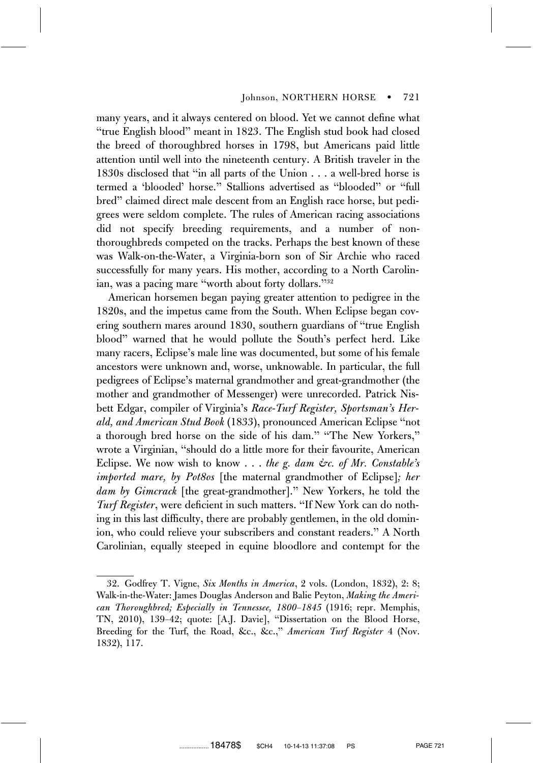many years, and it always centered on blood. Yet we cannot define what "true English blood" meant in 1823. The English stud book had closed the breed of thoroughbred horses in 1798, but Americans paid little attention until well into the nineteenth century. A British traveler in the 1830s disclosed that "in all parts of the Union . . . a well-bred horse is termed a 'blooded' horse." Stallions advertised as "blooded" or "full bred" claimed direct male descent from an English race horse, but pedigrees were seldom complete. The rules of American racing associations did not specify breeding requirements, and a number of nonthoroughbreds competed on the tracks. Perhaps the best known of these was Walk-on-the-Water, a Virginia-born son of Sir Archie who raced successfully for many years. His mother, according to a North Carolinian, was a pacing mare "worth about forty dollars."[32]

American horsemen began paying greater attention to pedigree in the 1820s, and the impetus came from the South. When Eclipse began covering southern mares around 1830, southern guardians of "true English blood" warned that he would pollute the South's perfect herd. Like many racers, Eclipse's male line was documented, but some of his female ancestors were unknown and, worse, unknowable. In particular, the full pedigrees of Eclipse's maternal grandmother and great-grandmother (the mother and grandmother of Messenger) were unrecorded. Patrick Nisbett Edgar, compiler of Virginia's *Race-Turf Register, Sportsman's Herald, and American Stud Book* (1833), pronounced American Eclipse "not a thorough bred horse on the side of his dam." "The New Yorkers," wrote a Virginian, "should do a little more for their favourite, American Eclipse. We now wish to know . . . *the g. dam &c. of Mr. Constable's imported mare, by Pot8os* [the maternal grandmother of Eclipse]*; her dam by Gimcrack* [the great-grandmother]." New Yorkers, he told the *Turf Register*, were deficient in such matters. "If New York can do nothing in this last difficulty, there are probably gentlemen, in the old dominion, who could relieve your subscribers and constant readers." A North Carolinian, equally steeped in equine bloodlore and contempt for the

---

32. Godfrey T. Vigne, *Six Months in America*, 2 vols. (London, 1832), 2: 8; Walk-in-the-Water: James Douglas Anderson and Balie Peyton, *Making the American Thoroughbred; Especially in Tennessee, 1800–1845* (1916; repr. Memphis, TN, 2010), 139–42; quote: [A.J. Davie], "Dissertation on the Blood Horse, Breeding for the Turf, the Road, &c., &c.," *American Turf Register* 4 (Nov. 1832), 117.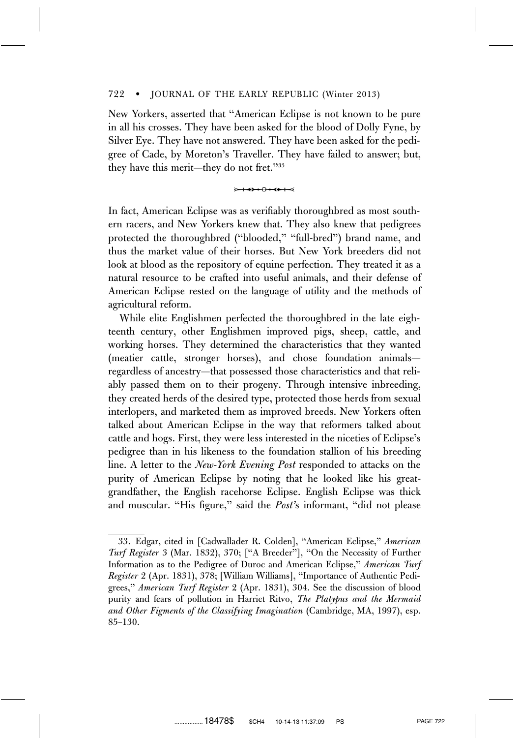New Yorkers, asserted that "American Eclipse is not known to be pure in all his crosses. They have been asked for the blood of Dolly Fyne, by Silver Eye. They have not answered. They have been asked for the pedigree of Cade, by Moreton's Traveller. They have failed to answer; but, they have this merit—they do not fret."[33]

In fact, American Eclipse was as verifiably thoroughbred as most southern racers, and New Yorkers knew that. They also knew that pedigrees protected the thoroughbred ("blooded," "full-bred") brand name, and thus the market value of their horses. But New York breeders did not look at blood as the repository of equine perfection. They treated it as a natural resource to be crafted into useful animals, and their defense of American Eclipse rested on the language of utility and the methods of agricultural reform.

While elite Englishmen perfected the thoroughbred in the late eighteenth century, other Englishmen improved pigs, sheep, cattle, and working horses. They determined the characteristics that they wanted (meatier cattle, stronger horses), and chose foundation animals—regardless of ancestry—that possessed those characteristics and that reliably passed them on to their progeny. Through intensive inbreeding, they created herds of the desired type, protected those herds from sexual interlopers, and marketed them as improved breeds. New Yorkers often talked about American Eclipse in the way that reformers talked about cattle and hogs. First, they were less interested in the niceties of Eclipse's pedigree than in his likeness to the foundation stallion of his breeding line. A letter to the *New-York Evening Post* responded to attacks on the purity of American Eclipse by noting that he looked like his great-grandfather, the English racehorse Eclipse. English Eclipse was thick and muscular. "His figure," said the *Post*'s informant, "did not please

---

33. Edgar, cited in [Cadwallader R. Colden], "American Eclipse," *American Turf Register* 3 (Mar. 1832), 370; ["A Breeder"], "On the Necessity of Further Information as to the Pedigree of Duroc and American Eclipse," *American Turf Register* 2 (Apr. 1831), 378; [William Williams], "Importance of Authentic Pedigrees," *American Turf Register* 2 (Apr. 1831), 304. See the discussion of blood purity and fears of pollution in Harriet Ritvo, *The Platypus and the Mermaid and Other Figments of the Classifying Imagination* (Cambridge, MA, 1997), esp. 85–130.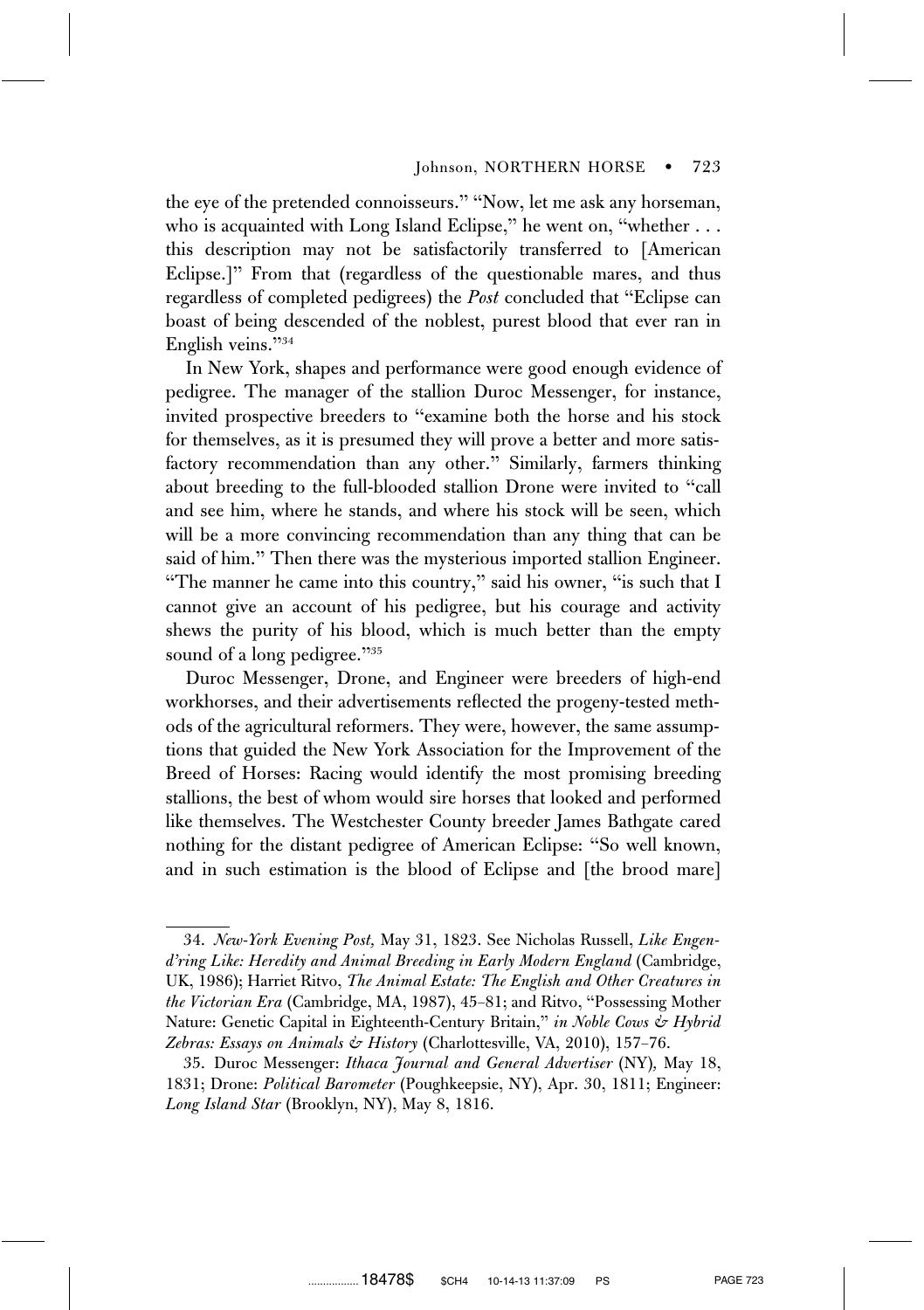the eye of the pretended connoisseurs." "Now, let me ask any horseman, who is acquainted with Long Island Eclipse," he went on, "whether . . . this description may not be satisfactorily transferred to [American Eclipse.]" From that (regardless of the questionable mares, and thus regardless of completed pedigrees) the *Post* concluded that "Eclipse can boast of being descended of the noblest, purest blood that ever ran in English veins."[34]

In New York, shapes and performance were good enough evidence of pedigree. The manager of the stallion Duroc Messenger, for instance, invited prospective breeders to "examine both the horse and his stock for themselves, as it is presumed they will prove a better and more satisfactory recommendation than any other." Similarly, farmers thinking about breeding to the full-blooded stallion Drone were invited to "call and see him, where he stands, and where his stock will be seen, which will be a more convincing recommendation than any thing that can be said of him." Then there was the mysterious imported stallion Engineer. "The manner he came into this country," said his owner, "is such that I cannot give an account of his pedigree, but his courage and activity shews the purity of his blood, which is much better than the empty sound of a long pedigree."[35]

Duroc Messenger, Drone, and Engineer were breeders of high-end workhorses, and their advertisements reflected the progeny-tested methods of the agricultural reformers. They were, however, the same assumptions that guided the New York Association for the Improvement of the Breed of Horses: Racing would identify the most promising breeding stallions, the best of whom would sire horses that looked and performed like themselves. The Westchester County breeder James Bathgate cared nothing for the distant pedigree of American Eclipse: "So well known, and in such estimation is the blood of Eclipse and [the brood mare]

---

34. *New-York Evening Post,* May 31, 1823. See Nicholas Russell, *Like Engend'ring Like: Heredity and Animal Breeding in Early Modern England* (Cambridge, UK, 1986); Harriet Ritvo, *The Animal Estate: The English and Other Creatures in the Victorian Era* (Cambridge, MA, 1987), 45–81; and Ritvo, "Possessing Mother Nature: Genetic Capital in Eighteenth-Century Britain," *in Noble Cows & Hybrid Zebras: Essays on Animals & History* (Charlottesville, VA, 2010), 157–76.

35. Duroc Messenger: *Ithaca Journal and General Advertiser* (NY)*,* May 18, 1831; Drone: *Political Barometer* (Poughkeepsie, NY), Apr. 30, 1811; Engineer: *Long Island Star* (Brooklyn, NY), May 8, 1816.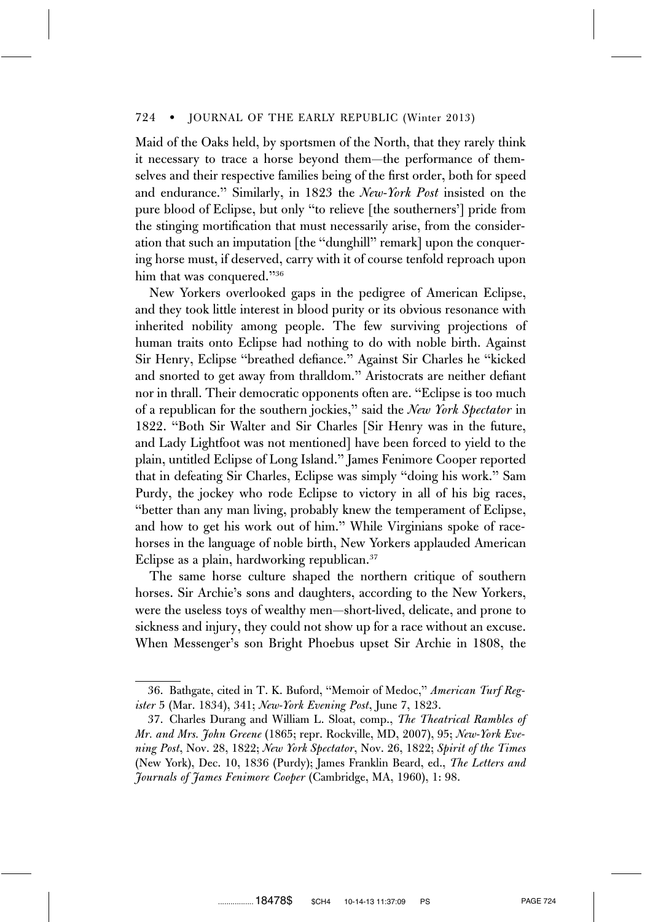Maid of the Oaks held, by sportsmen of the North, that they rarely think it necessary to trace a horse beyond them—the performance of themselves and their respective families being of the first order, both for speed and endurance." Similarly, in 1823 the *New-York Post* insisted on the pure blood of Eclipse, but only "to relieve [the southerners'] pride from the stinging mortification that must necessarily arise, from the consideration that such an imputation [the "dunghill" remark] upon the conquering horse must, if deserved, carry with it of course tenfold reproach upon him that was conquered."[36]

New Yorkers overlooked gaps in the pedigree of American Eclipse, and they took little interest in blood purity or its obvious resonance with inherited nobility among people. The few surviving projections of human traits onto Eclipse had nothing to do with noble birth. Against Sir Henry, Eclipse "breathed defiance." Against Sir Charles he "kicked and snorted to get away from thralldom." Aristocrats are neither defiant nor in thrall. Their democratic opponents often are. "Eclipse is too much of a republican for the southern jockies," said the *New York Spectator* in 1822. "Both Sir Walter and Sir Charles [Sir Henry was in the future, and Lady Lightfoot was not mentioned] have been forced to yield to the plain, untitled Eclipse of Long Island." James Fenimore Cooper reported that in defeating Sir Charles, Eclipse was simply "doing his work." Sam Purdy, the jockey who rode Eclipse to victory in all of his big races, "better than any man living, probably knew the temperament of Eclipse, and how to get his work out of him." While Virginians spoke of racehorses in the language of noble birth, New Yorkers applauded American Eclipse as a plain, hardworking republican.[37]

The same horse culture shaped the northern critique of southern horses. Sir Archie's sons and daughters, according to the New Yorkers, were the useless toys of wealthy men—short-lived, delicate, and prone to sickness and injury, they could not show up for a race without an excuse. When Messenger's son Bright Phoebus upset Sir Archie in 1808, the

---

36. Bathgate, cited in T. K. Buford, "Memoir of Medoc," *American Turf Register* 5 (Mar. 1834), 341; *New-York Evening Post*, June 7, 1823.

37. Charles Durang and William L. Sloat, comp., *The Theatrical Rambles of Mr. and Mrs. John Greene* (1865; repr. Rockville, MD, 2007), 95; *New-York Evening Post*, Nov. 28, 1822; *New York Spectator*, Nov. 26, 1822; *Spirit of the Times* (New York), Dec. 10, 1836 (Purdy); James Franklin Beard, ed., *The Letters and Journals of James Fenimore Cooper* (Cambridge, MA, 1960), 1: 98.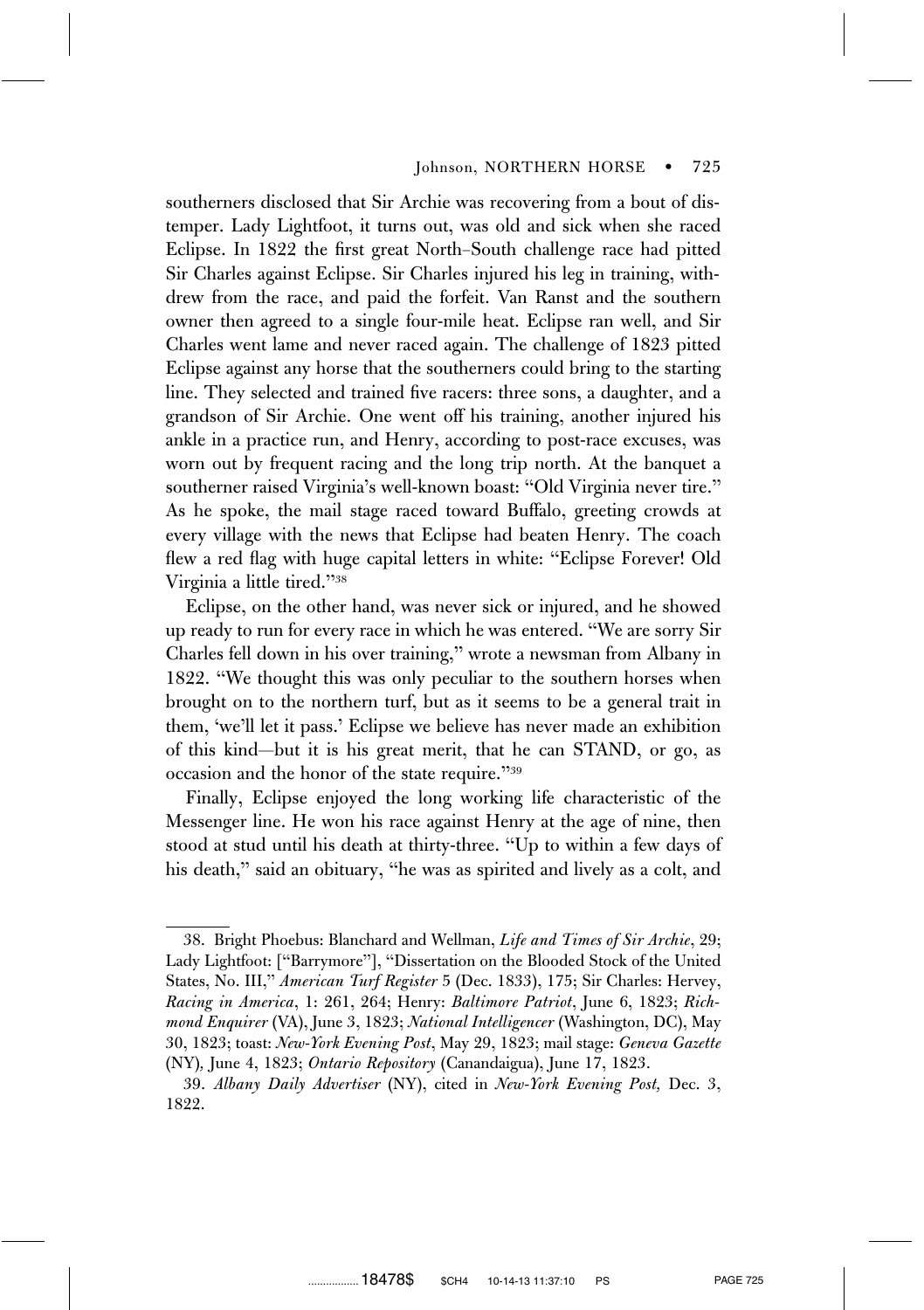southerners disclosed that Sir Archie was recovering from a bout of distemper. Lady Lightfoot, it turns out, was old and sick when she raced Eclipse. In 1822 the first great North–South challenge race had pitted Sir Charles against Eclipse. Sir Charles injured his leg in training, withdrew from the race, and paid the forfeit. Van Ranst and the southern owner then agreed to a single four-mile heat. Eclipse ran well, and Sir Charles went lame and never raced again. The challenge of 1823 pitted Eclipse against any horse that the southerners could bring to the starting line. They selected and trained five racers: three sons, a daughter, and a grandson of Sir Archie. One went off his training, another injured his ankle in a practice run, and Henry, according to post-race excuses, was worn out by frequent racing and the long trip north. At the banquet a southerner raised Virginia's well-known boast: "Old Virginia never tire." As he spoke, the mail stage raced toward Buffalo, greeting crowds at every village with the news that Eclipse had beaten Henry. The coach flew a red flag with huge capital letters in white: "Eclipse Forever! Old Virginia a little tired."[38]

Eclipse, on the other hand, was never sick or injured, and he showed up ready to run for every race in which he was entered. "We are sorry Sir Charles fell down in his over training," wrote a newsman from Albany in 1822. "We thought this was only peculiar to the southern horses when brought on to the northern turf, but as it seems to be a general trait in them, 'we'll let it pass.' Eclipse we believe has never made an exhibition of this kind—but it is his great merit, that he can STAND, or go, as occasion and the honor of the state require."[39]

Finally, Eclipse enjoyed the long working life characteristic of the Messenger line. He won his race against Henry at the age of nine, then stood at stud until his death at thirty-three. "Up to within a few days of his death," said an obituary, "he was as spirited and lively as a colt, and

---

38. Bright Phoebus: Blanchard and Wellman, *Life and Times of Sir Archie*, 29; Lady Lightfoot: ["Barrymore"], "Dissertation on the Blooded Stock of the United States, No. III," *American Turf Register* 5 (Dec. 1833), 175; Sir Charles: Hervey, *Racing in America*, 1: 261, 264; Henry: *Baltimore Patriot*, June 6, 1823; *Richmond Enquirer* (VA), June 3, 1823; *National Intelligencer* (Washington, DC), May 30, 1823; toast: *New-York Evening Post*, May 29, 1823; mail stage: *Geneva Gazette* (NY), June 4, 1823; *Ontario Repository* (Canandaigua), June 17, 1823.

39. *Albany Daily Advertiser* (NY), cited in *New-York Evening Post*, Dec. 3, 1822.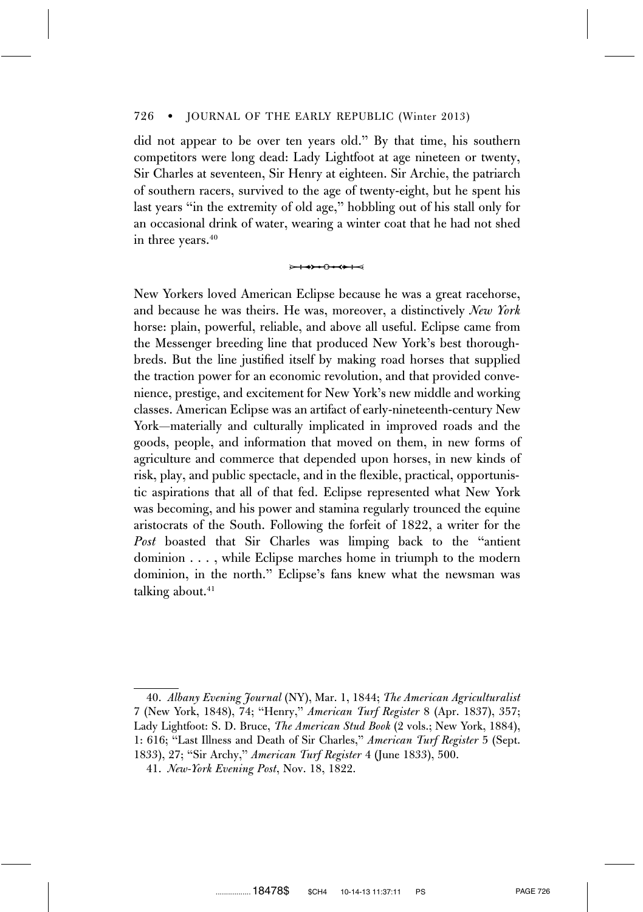did not appear to be over ten years old." By that time, his southern competitors were long dead: Lady Lightfoot at age nineteen or twenty, Sir Charles at seventeen, Sir Henry at eighteen. Sir Archie, the patriarch of southern racers, survived to the age of twenty-eight, but he spent his last years "in the extremity of old age," hobbling out of his stall only for an occasional drink of water, wearing a winter coat that he had not shed in three years.[40]

New Yorkers loved American Eclipse because he was a great racehorse, and because he was theirs. He was, moreover, a distinctively *New York* horse: plain, powerful, reliable, and above all useful. Eclipse came from the Messenger breeding line that produced New York's best thoroughbreds. But the line justified itself by making road horses that supplied the traction power for an economic revolution, and that provided convenience, prestige, and excitement for New York's new middle and working classes. American Eclipse was an artifact of early-nineteenth-century New York—materially and culturally implicated in improved roads and the goods, people, and information that moved on them, in new forms of agriculture and commerce that depended upon horses, in new kinds of risk, play, and public spectacle, and in the flexible, practical, opportunistic aspirations that all of that fed. Eclipse represented what New York was becoming, and his power and stamina regularly trounced the equine aristocrats of the South. Following the forfeit of 1822, a writer for the *Post* boasted that Sir Charles was limping back to the "antient dominion . . . , while Eclipse marches home in triumph to the modern dominion, in the north." Eclipse's fans knew what the newsman was talking about.[41]

---

40. *Albany Evening Journal* (NY), Mar. 1, 1844; *The American Agriculturalist* 7 (New York, 1848), 74; "Henry," *American Turf Register* 8 (Apr. 1837), 357; Lady Lightfoot: S. D. Bruce, *The American Stud Book* (2 vols.; New York, 1884), 1: 616; "Last Illness and Death of Sir Charles," *American Turf Register* 5 (Sept. 1833), 27; "Sir Archy," *American Turf Register* 4 (June 1833), 500.

41. *New-York Evening Post*, Nov. 18, 1822.